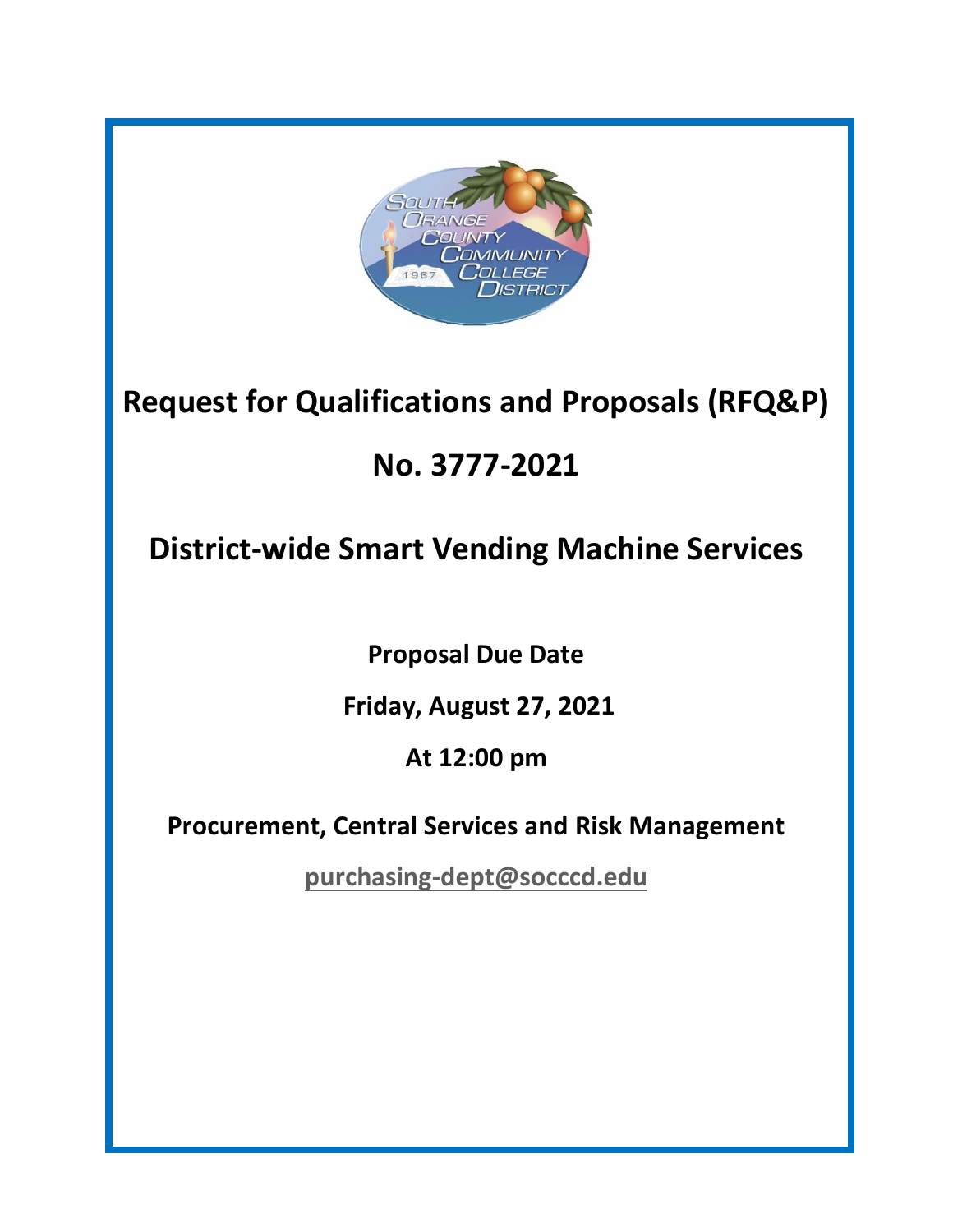# Request for Qualifications and Proposals (RFQ&P)

# No. 3777-2021

# District-wide Smart Vending Machine Services

**Proposal Due Date**

**Friday, August 27, 2021**

**At 12:00 pm**

**Procurement, Central Services and Risk Management**

**purchasing-dept@socccd.edu**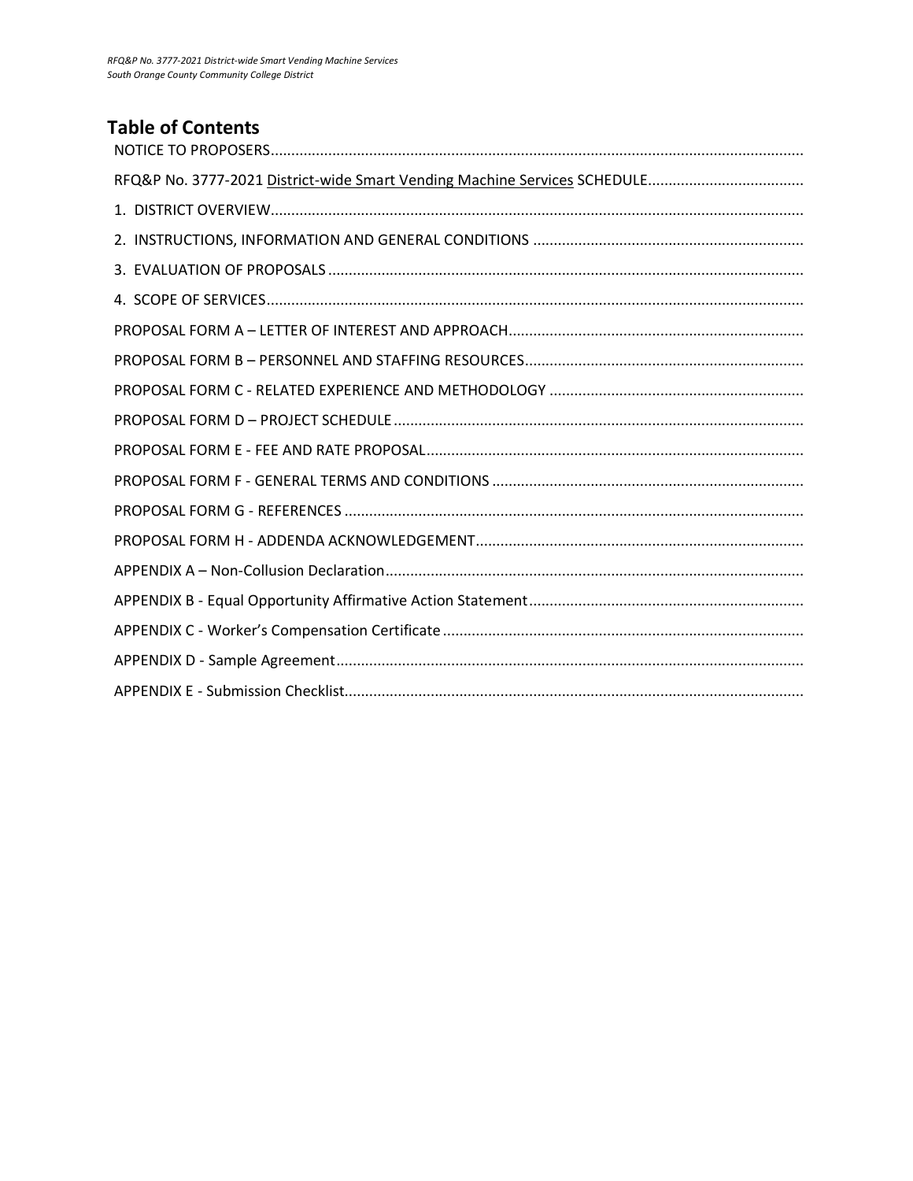## Table of Contents

NOTICE TO PROPOSERS

RFQ&P No. 3777-2021 District-wide Smart Vending Machine Services SCHEDULE

1. DISTRICT OVERVIEW

2. INSTRUCTIONS, INFORMATION AND GENERAL CONDITIONS

3. EVALUATION OF PROPOSALS

4. SCOPE OF SERVICES

PROPOSAL FORM A – LETTER OF INTEREST AND APPROACH

PROPOSAL FORM B – PERSONNEL AND STAFFING RESOURCES

PROPOSAL FORM C - RELATED EXPERIENCE AND METHODOLOGY

PROPOSAL FORM D – PROJECT SCHEDULE

PROPOSAL FORM E - FEE AND RATE PROPOSAL

PROPOSAL FORM F - GENERAL TERMS AND CONDITIONS

PROPOSAL FORM G - REFERENCES

PROPOSAL FORM H - ADDENDA ACKNOWLEDGEMENT

APPENDIX A – Non-Collusion Declaration

APPENDIX B - Equal Opportunity Affirmative Action Statement

APPENDIX C - Worker's Compensation Certificate

APPENDIX D - Sample Agreement

APPENDIX E - Submission Checklist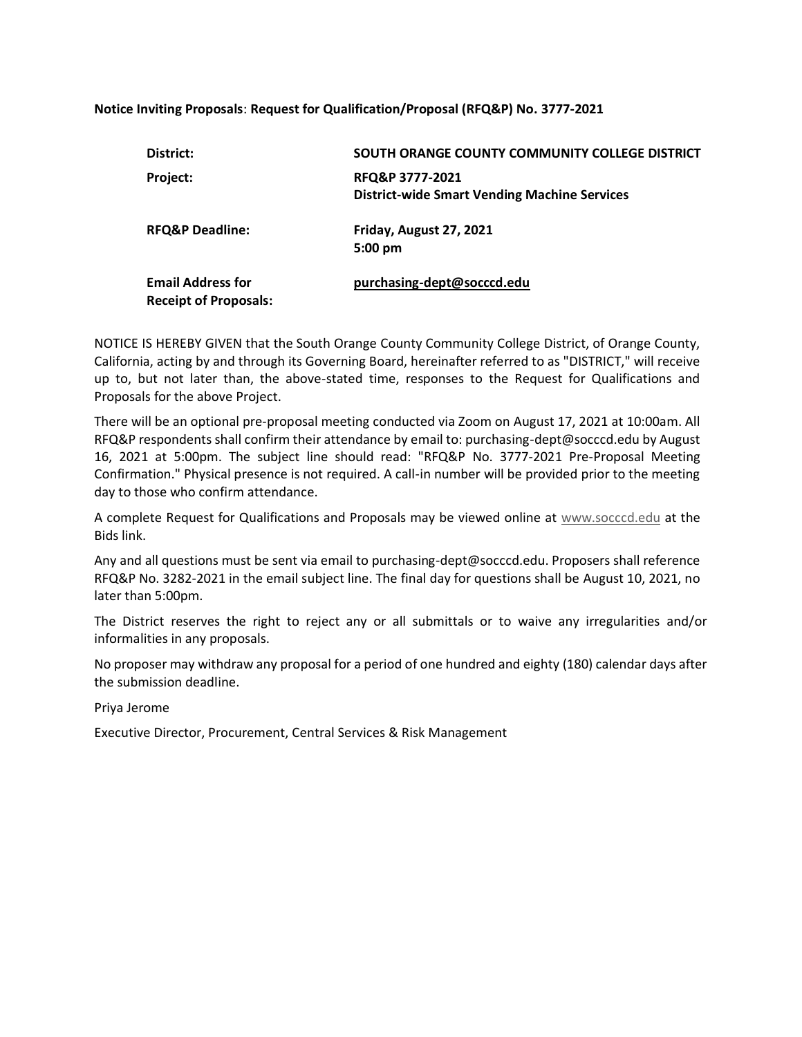**Notice Inviting Proposals**: **Request for Qualification/Proposal (RFQ&P) No. 3777-2021**

| | |
|---|---|
| **District:** | **SOUTH ORANGE COUNTY COMMUNITY COLLEGE DISTRICT** |
| **Project:** | **RFQ&P 3777-2021**<br>**District-wide Smart Vending Machine Services** |
| **RFQ&P Deadline:** | **Friday, August 27, 2021**<br>**5:00 pm** |
| **Email Address for Receipt of Proposals:** | **purchasing-dept@socccd.edu** |

NOTICE IS HEREBY GIVEN that the South Orange County Community College District, of Orange County, California, acting by and through its Governing Board, hereinafter referred to as "DISTRICT," will receive up to, but not later than, the above-stated time, responses to the Request for Qualifications and Proposals for the above Project.

There will be an optional pre-proposal meeting conducted via Zoom on August 17, 2021 at 10:00am. All RFQ&P respondents shall confirm their attendance by email to: purchasing-dept@socccd.edu by August 16, 2021 at 5:00pm. The subject line should read: "RFQ&P No. 3777-2021 Pre-Proposal Meeting Confirmation." Physical presence is not required. A call-in number will be provided prior to the meeting day to those who confirm attendance.

A complete Request for Qualifications and Proposals may be viewed online at www.socccd.edu at the Bids link.

Any and all questions must be sent via email to purchasing-dept@socccd.edu. Proposers shall reference RFQ&P No. 3282-2021 in the email subject line. The final day for questions shall be August 10, 2021, no later than 5:00pm.

The District reserves the right to reject any or all submittals or to waive any irregularities and/or informalities in any proposals.

No proposer may withdraw any proposal for a period of one hundred and eighty (180) calendar days after the submission deadline.

Priya Jerome

Executive Director, Procurement, Central Services & Risk Management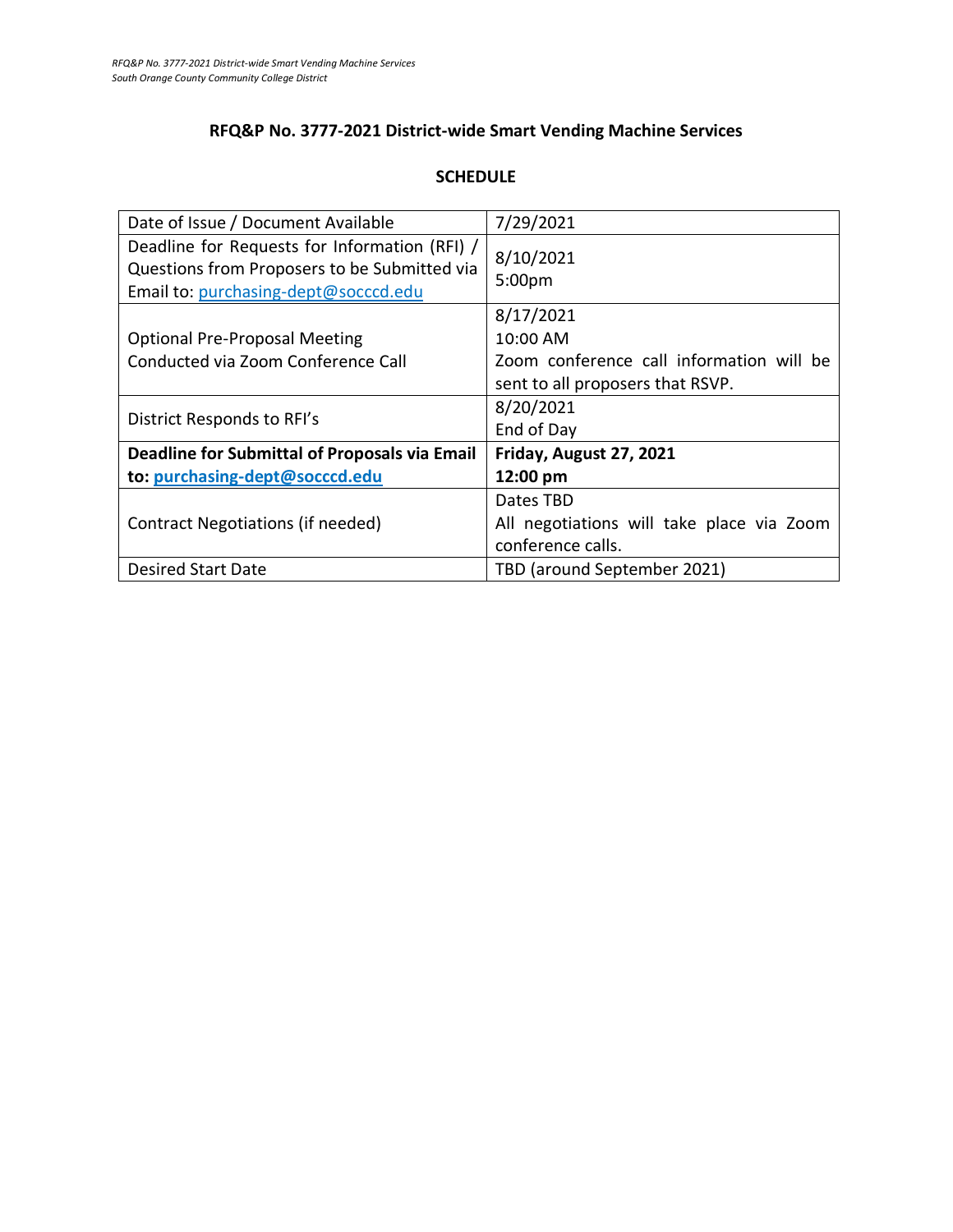## RFQ&P No. 3777-2021 District-wide Smart Vending Machine Services

### SCHEDULE

| | |
|---|---|
| Date of Issue / Document Available | 7/29/2021 |
| Deadline for Requests for Information (RFI) / Questions from Proposers to be Submitted via Email to: purchasing-dept@socccd.edu | 8/10/2021<br>5:00pm |
| Optional Pre-Proposal Meeting<br>Conducted via Zoom Conference Call | 8/17/2021<br>10:00 AM<br>Zoom conference call information will be sent to all proposers that RSVP. |
| District Responds to RFI's | 8/20/2021<br>End of Day |
| **Deadline for Submittal of Proposals via Email to: purchasing-dept@socccd.edu** | **Friday, August 27, 2021**<br>**12:00 pm** |
| Contract Negotiations (if needed) | Dates TBD<br>All negotiations will take place via Zoom conference calls. |
| Desired Start Date | TBD (around September 2021) |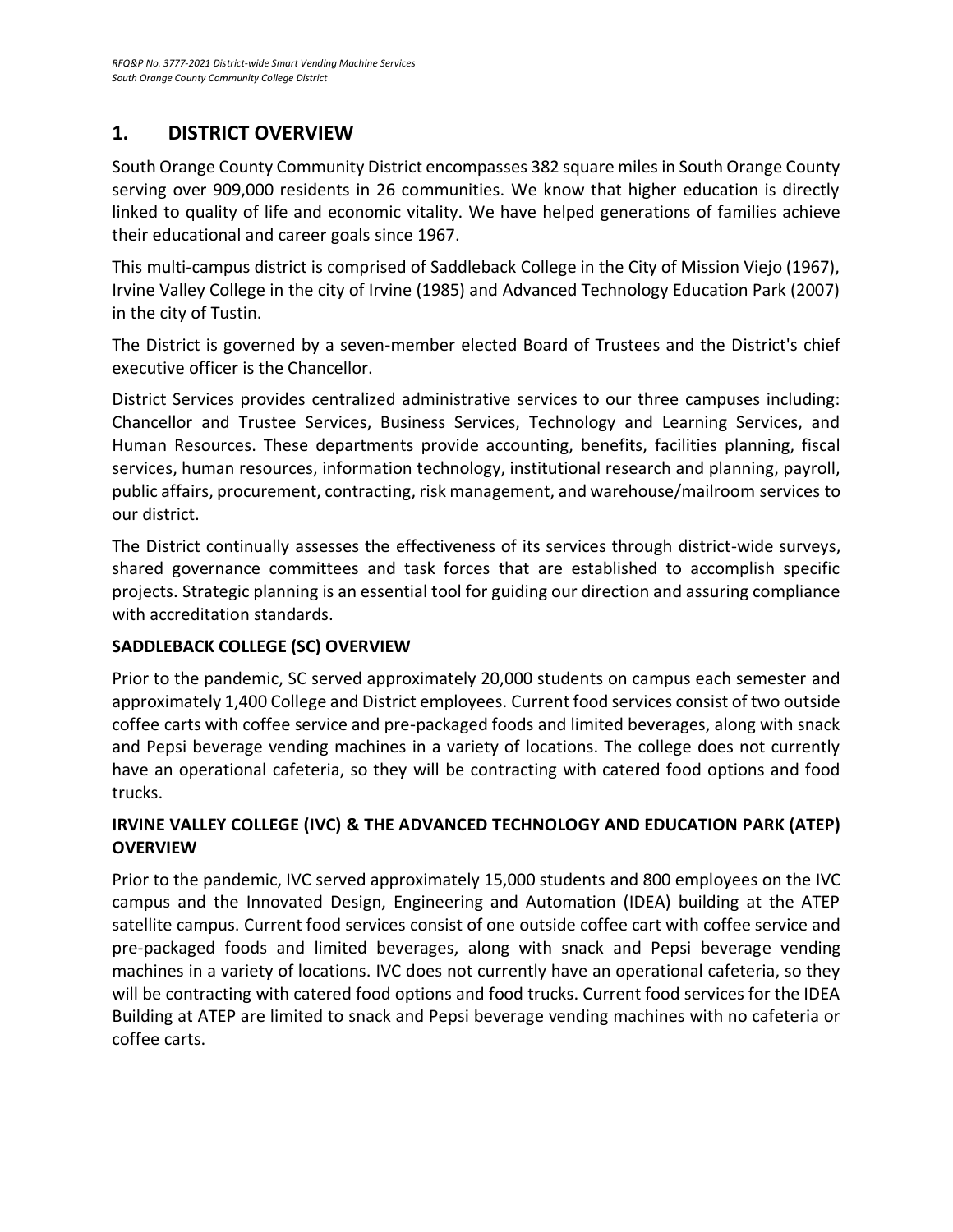## 1. DISTRICT OVERVIEW

South Orange County Community District encompasses 382 square miles in South Orange County serving over 909,000 residents in 26 communities. We know that higher education is directly linked to quality of life and economic vitality. We have helped generations of families achieve their educational and career goals since 1967.

This multi-campus district is comprised of Saddleback College in the City of Mission Viejo (1967), Irvine Valley College in the city of Irvine (1985) and Advanced Technology Education Park (2007) in the city of Tustin.

The District is governed by a seven-member elected Board of Trustees and the District's chief executive officer is the Chancellor.

District Services provides centralized administrative services to our three campuses including: Chancellor and Trustee Services, Business Services, Technology and Learning Services, and Human Resources. These departments provide accounting, benefits, facilities planning, fiscal services, human resources, information technology, institutional research and planning, payroll, public affairs, procurement, contracting, risk management, and warehouse/mailroom services to our district.

The District continually assesses the effectiveness of its services through district-wide surveys, shared governance committees and task forces that are established to accomplish specific projects. Strategic planning is an essential tool for guiding our direction and assuring compliance with accreditation standards.

### SADDLEBACK COLLEGE (SC) OVERVIEW

Prior to the pandemic, SC served approximately 20,000 students on campus each semester and approximately 1,400 College and District employees. Current food services consist of two outside coffee carts with coffee service and pre-packaged foods and limited beverages, along with snack and Pepsi beverage vending machines in a variety of locations. The college does not currently have an operational cafeteria, so they will be contracting with catered food options and food trucks.

### IRVINE VALLEY COLLEGE (IVC) & THE ADVANCED TECHNOLOGY AND EDUCATION PARK (ATEP) OVERVIEW

Prior to the pandemic, IVC served approximately 15,000 students and 800 employees on the IVC campus and the Innovated Design, Engineering and Automation (IDEA) building at the ATEP satellite campus. Current food services consist of one outside coffee cart with coffee service and pre-packaged foods and limited beverages, along with snack and Pepsi beverage vending machines in a variety of locations. IVC does not currently have an operational cafeteria, so they will be contracting with catered food options and food trucks. Current food services for the IDEA Building at ATEP are limited to snack and Pepsi beverage vending machines with no cafeteria or coffee carts.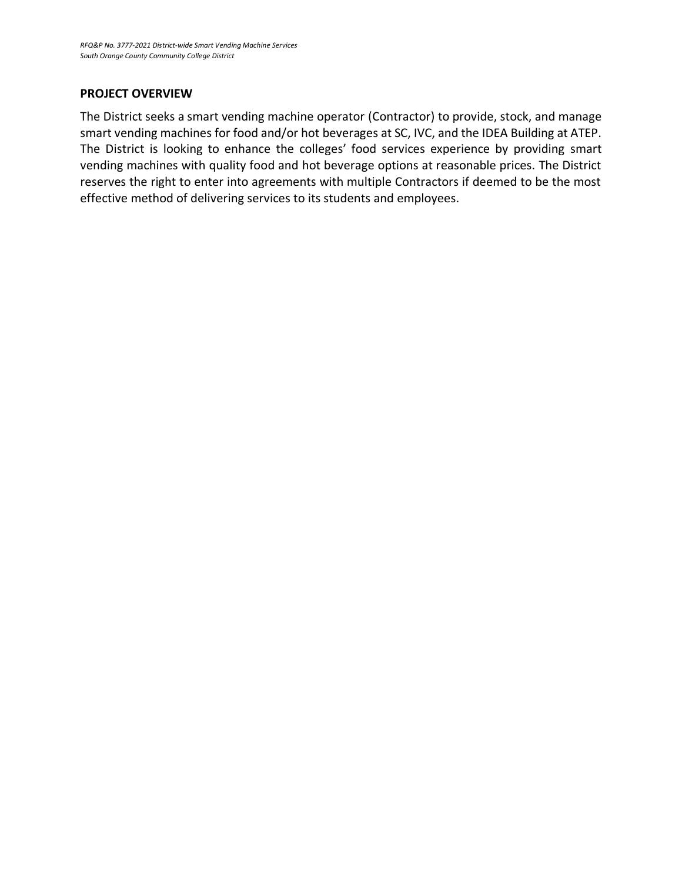## PROJECT OVERVIEW

The District seeks a smart vending machine operator (Contractor) to provide, stock, and manage smart vending machines for food and/or hot beverages at SC, IVC, and the IDEA Building at ATEP. The District is looking to enhance the colleges' food services experience by providing smart vending machines with quality food and hot beverage options at reasonable prices. The District reserves the right to enter into agreements with multiple Contractors if deemed to be the most effective method of delivering services to its students and employees.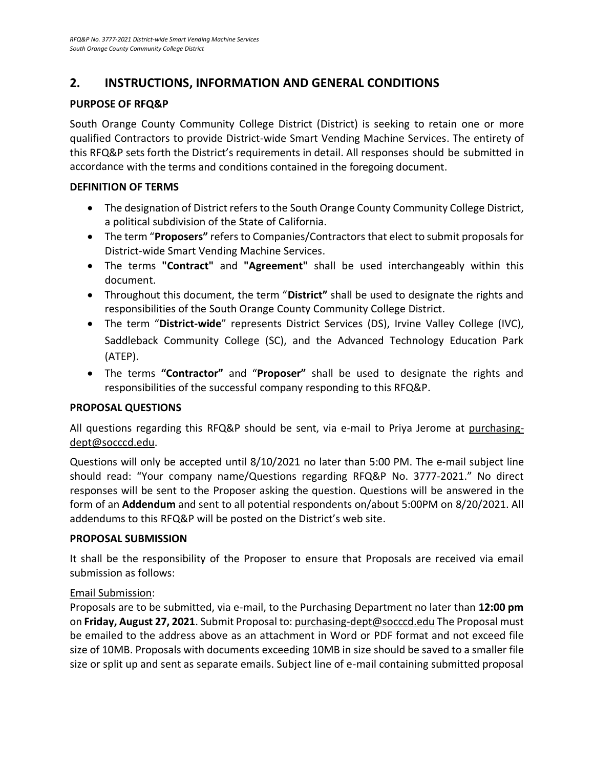## 2. INSTRUCTIONS, INFORMATION AND GENERAL CONDITIONS

### PURPOSE OF RFQ&P

South Orange County Community College District (District) is seeking to retain one or more qualified Contractors to provide District-wide Smart Vending Machine Services. The entirety of this RFQ&P sets forth the District's requirements in detail. All responses should be submitted in accordance with the terms and conditions contained in the foregoing document.

### DEFINITION OF TERMS

- The designation of District refers to the South Orange County Community College District, a political subdivision of the State of California.
- The term "**Proposers"** refers to Companies/Contractors that elect to submit proposals for District-wide Smart Vending Machine Services.
- The terms **"Contract"** and **"Agreement"** shall be used interchangeably within this document.
- Throughout this document, the term "**District"** shall be used to designate the rights and responsibilities of the South Orange County Community College District.
- The term "**District-wide**" represents District Services (DS), Irvine Valley College (IVC), Saddleback Community College (SC), and the Advanced Technology Education Park (ATEP).
- The terms **"Contractor"** and "**Proposer"** shall be used to designate the rights and responsibilities of the successful company responding to this RFQ&P.

### PROPOSAL QUESTIONS

All questions regarding this RFQ&P should be sent, via e-mail to Priya Jerome at purchasing-dept@socccd.edu.

Questions will only be accepted until 8/10/2021 no later than 5:00 PM. The e-mail subject line should read: "Your company name/Questions regarding RFQ&P No. 3777-2021." No direct responses will be sent to the Proposer asking the question. Questions will be answered in the form of an **Addendum** and sent to all potential respondents on/about 5:00PM on 8/20/2021. All addendums to this RFQ&P will be posted on the District's web site.

### PROPOSAL SUBMISSION

It shall be the responsibility of the Proposer to ensure that Proposals are received via email submission as follows:

Email Submission:

Proposals are to be submitted, via e-mail, to the Purchasing Department no later than **12:00 pm** on **Friday, August 27, 2021**. Submit Proposal to: purchasing-dept@socccd.edu The Proposal must be emailed to the address above as an attachment in Word or PDF format and not exceed file size of 10MB. Proposals with documents exceeding 10MB in size should be saved to a smaller file size or split up and sent as separate emails. Subject line of e-mail containing submitted proposal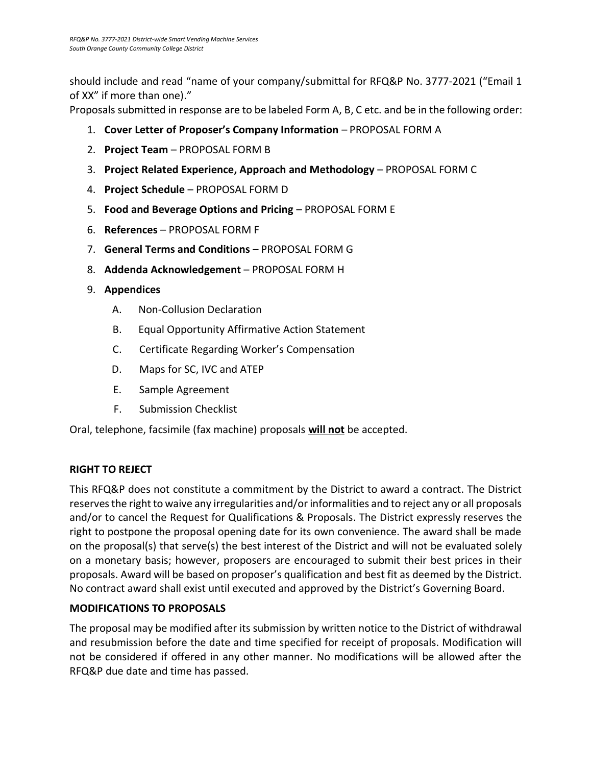should include and read “name of your company/submittal for RFQ&P No. 3777-2021 (“Email 1 of XX” if more than one).”

Proposals submitted in response are to be labeled Form A, B, C etc. and be in the following order:

1. **Cover Letter of Proposer’s Company Information** – PROPOSAL FORM A
2. **Project Team** – PROPOSAL FORM B
3. **Project Related Experience, Approach and Methodology** – PROPOSAL FORM C
4. **Project Schedule** – PROPOSAL FORM D
5. **Food and Beverage Options and Pricing** – PROPOSAL FORM E
6. **References** – PROPOSAL FORM F
7. **General Terms and Conditions** – PROPOSAL FORM G
8. **Addenda Acknowledgement** – PROPOSAL FORM H
9. **Appendices**
   - A. Non-Collusion Declaration
   - B. Equal Opportunity Affirmative Action Statement
   - C. Certificate Regarding Worker’s Compensation
   - D. Maps for SC, IVC and ATEP
   - E. Sample Agreement
   - F. Submission Checklist

Oral, telephone, facsimile (fax machine) proposals **will not** be accepted.

### RIGHT TO REJECT

This RFQ&P does not constitute a commitment by the District to award a contract. The District reserves the right to waive any irregularities and/or informalities and to reject any or all proposals and/or to cancel the Request for Qualifications & Proposals. The District expressly reserves the right to postpone the proposal opening date for its own convenience. The award shall be made on the proposal(s) that serve(s) the best interest of the District and will not be evaluated solely on a monetary basis; however, proposers are encouraged to submit their best prices in their proposals. Award will be based on proposer’s qualification and best fit as deemed by the District. No contract award shall exist until executed and approved by the District’s Governing Board.

### MODIFICATIONS TO PROPOSALS

The proposal may be modified after its submission by written notice to the District of withdrawal and resubmission before the date and time specified for receipt of proposals. Modification will not be considered if offered in any other manner. No modifications will be allowed after the RFQ&P due date and time has passed.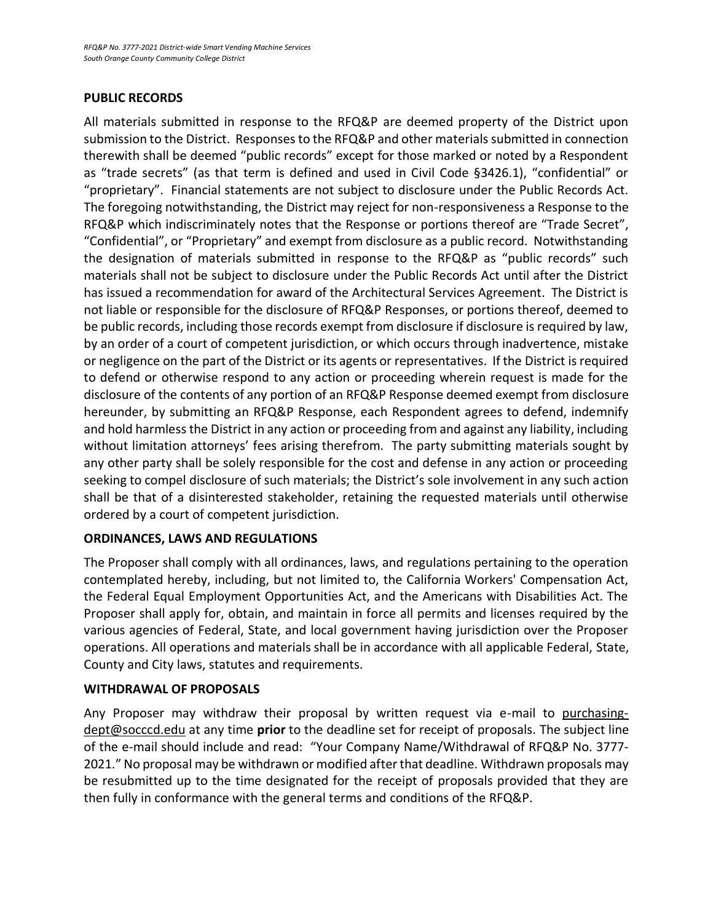## PUBLIC RECORDS

All materials submitted in response to the RFQ&P are deemed property of the District upon submission to the District. Responses to the RFQ&P and other materials submitted in connection therewith shall be deemed "public records" except for those marked or noted by a Respondent as "trade secrets" (as that term is defined and used in Civil Code §3426.1), "confidential" or "proprietary". Financial statements are not subject to disclosure under the Public Records Act. The foregoing notwithstanding, the District may reject for non-responsiveness a Response to the RFQ&P which indiscriminately notes that the Response or portions thereof are "Trade Secret", "Confidential", or "Proprietary" and exempt from disclosure as a public record. Notwithstanding the designation of materials submitted in response to the RFQ&P as "public records" such materials shall not be subject to disclosure under the Public Records Act until after the District has issued a recommendation for award of the Architectural Services Agreement. The District is not liable or responsible for the disclosure of RFQ&P Responses, or portions thereof, deemed to be public records, including those records exempt from disclosure if disclosure is required by law, by an order of a court of competent jurisdiction, or which occurs through inadvertence, mistake or negligence on the part of the District or its agents or representatives. If the District is required to defend or otherwise respond to any action or proceeding wherein request is made for the disclosure of the contents of any portion of an RFQ&P Response deemed exempt from disclosure hereunder, by submitting an RFQ&P Response, each Respondent agrees to defend, indemnify and hold harmless the District in any action or proceeding from and against any liability, including without limitation attorneys' fees arising therefrom. The party submitting materials sought by any other party shall be solely responsible for the cost and defense in any action or proceeding seeking to compel disclosure of such materials; the District's sole involvement in any such action shall be that of a disinterested stakeholder, retaining the requested materials until otherwise ordered by a court of competent jurisdiction.

## ORDINANCES, LAWS AND REGULATIONS

The Proposer shall comply with all ordinances, laws, and regulations pertaining to the operation contemplated hereby, including, but not limited to, the California Workers' Compensation Act, the Federal Equal Employment Opportunities Act, and the Americans with Disabilities Act. The Proposer shall apply for, obtain, and maintain in force all permits and licenses required by the various agencies of Federal, State, and local government having jurisdiction over the Proposer operations. All operations and materials shall be in accordance with all applicable Federal, State, County and City laws, statutes and requirements.

## WITHDRAWAL OF PROPOSALS

Any Proposer may withdraw their proposal by written request via e-mail to purchasing-dept@socccd.edu at any time **prior** to the deadline set for receipt of proposals. The subject line of the e-mail should include and read: "Your Company Name/Withdrawal of RFQ&P No. 3777-2021." No proposal may be withdrawn or modified after that deadline. Withdrawn proposals may be resubmitted up to the time designated for the receipt of proposals provided that they are then fully in conformance with the general terms and conditions of the RFQ&P.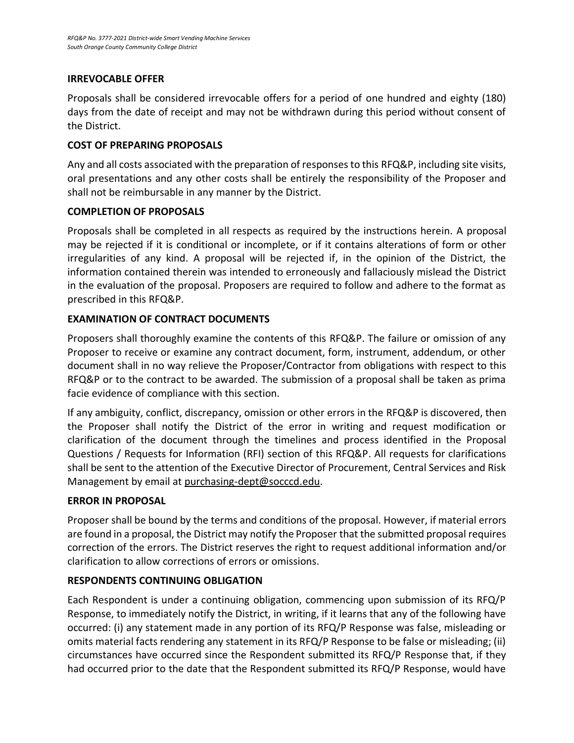## IRREVOCABLE OFFER

Proposals shall be considered irrevocable offers for a period of one hundred and eighty (180) days from the date of receipt and may not be withdrawn during this period without consent of the District.

## COST OF PREPARING PROPOSALS

Any and all costs associated with the preparation of responses to this RFQ&P, including site visits, oral presentations and any other costs shall be entirely the responsibility of the Proposer and shall not be reimbursable in any manner by the District.

## COMPLETION OF PROPOSALS

Proposals shall be completed in all respects as required by the instructions herein. A proposal may be rejected if it is conditional or incomplete, or if it contains alterations of form or other irregularities of any kind. A proposal will be rejected if, in the opinion of the District, the information contained therein was intended to erroneously and fallaciously mislead the District in the evaluation of the proposal. Proposers are required to follow and adhere to the format as prescribed in this RFQ&P.

## EXAMINATION OF CONTRACT DOCUMENTS

Proposers shall thoroughly examine the contents of this RFQ&P. The failure or omission of any Proposer to receive or examine any contract document, form, instrument, addendum, or other document shall in no way relieve the Proposer/Contractor from obligations with respect to this RFQ&P or to the contract to be awarded. The submission of a proposal shall be taken as prima facie evidence of compliance with this section.

If any ambiguity, conflict, discrepancy, omission or other errors in the RFQ&P is discovered, then the Proposer shall notify the District of the error in writing and request modification or clarification of the document through the timelines and process identified in the Proposal Questions / Requests for Information (RFI) section of this RFQ&P. All requests for clarifications shall be sent to the attention of the Executive Director of Procurement, Central Services and Risk Management by email at purchasing-dept@socccd.edu.

## ERROR IN PROPOSAL

Proposer shall be bound by the terms and conditions of the proposal. However, if material errors are found in a proposal, the District may notify the Proposer that the submitted proposal requires correction of the errors. The District reserves the right to request additional information and/or clarification to allow corrections of errors or omissions.

## RESPONDENTS CONTINUING OBLIGATION

Each Respondent is under a continuing obligation, commencing upon submission of its RFQ/P Response, to immediately notify the District, in writing, if it learns that any of the following have occurred: (i) any statement made in any portion of its RFQ/P Response was false, misleading or omits material facts rendering any statement in its RFQ/P Response to be false or misleading; (ii) circumstances have occurred since the Respondent submitted its RFQ/P Response that, if they had occurred prior to the date that the Respondent submitted its RFQ/P Response, would have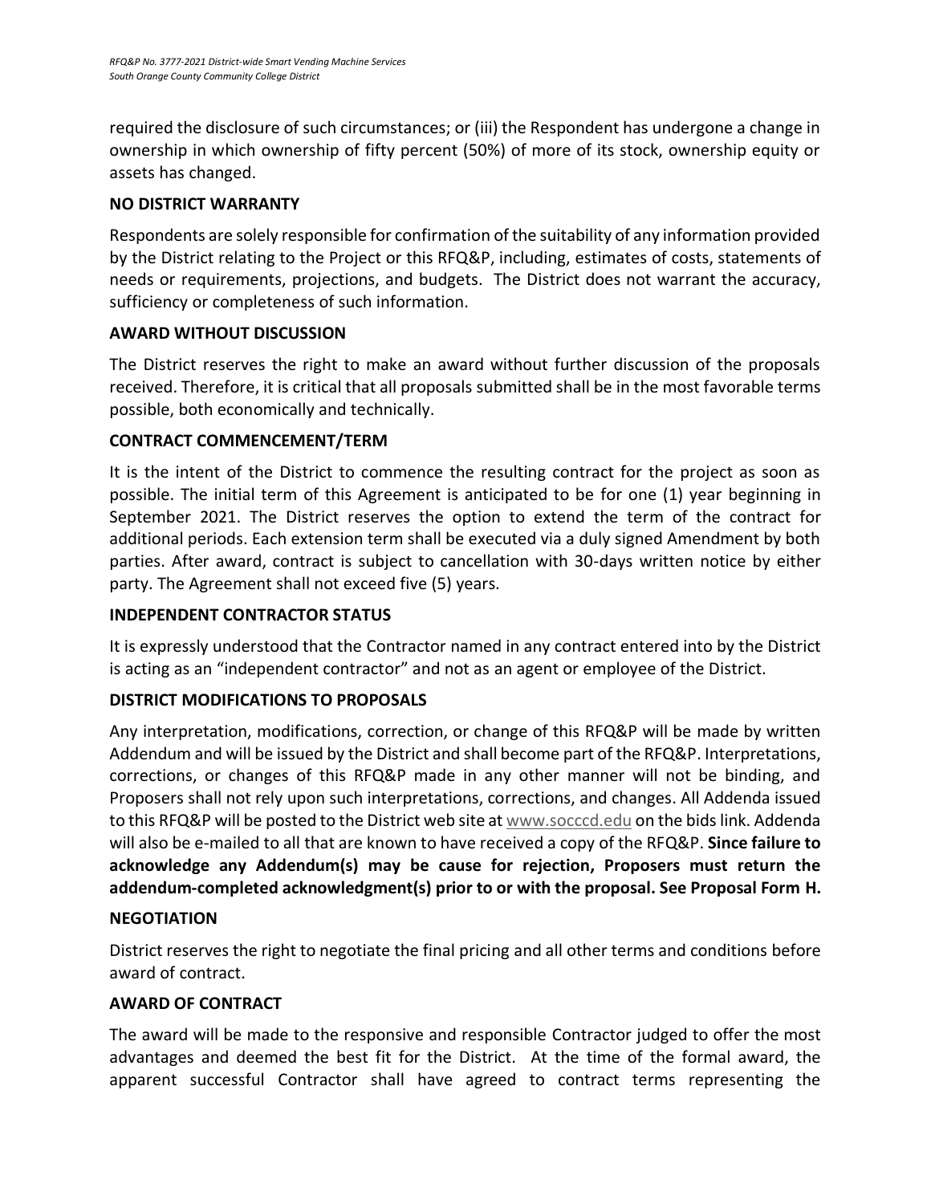required the disclosure of such circumstances; or (iii) the Respondent has undergone a change in ownership in which ownership of fifty percent (50%) of more of its stock, ownership equity or assets has changed.

**NO DISTRICT WARRANTY**

Respondents are solely responsible for confirmation of the suitability of any information provided by the District relating to the Project or this RFQ&P, including, estimates of costs, statements of needs or requirements, projections, and budgets. The District does not warrant the accuracy, sufficiency or completeness of such information.

**AWARD WITHOUT DISCUSSION**

The District reserves the right to make an award without further discussion of the proposals received. Therefore, it is critical that all proposals submitted shall be in the most favorable terms possible, both economically and technically.

**CONTRACT COMMENCEMENT/TERM**

It is the intent of the District to commence the resulting contract for the project as soon as possible. The initial term of this Agreement is anticipated to be for one (1) year beginning in September 2021. The District reserves the option to extend the term of the contract for additional periods. Each extension term shall be executed via a duly signed Amendment by both parties. After award, contract is subject to cancellation with 30-days written notice by either party. The Agreement shall not exceed five (5) years.

**INDEPENDENT CONTRACTOR STATUS**

It is expressly understood that the Contractor named in any contract entered into by the District is acting as an "independent contractor" and not as an agent or employee of the District.

**DISTRICT MODIFICATIONS TO PROPOSALS**

Any interpretation, modifications, correction, or change of this RFQ&P will be made by written Addendum and will be issued by the District and shall become part of the RFQ&P. Interpretations, corrections, or changes of this RFQ&P made in any other manner will not be binding, and Proposers shall not rely upon such interpretations, corrections, and changes. All Addenda issued to this RFQ&P will be posted to the District web site at www.socccd.edu on the bids link. Addenda will also be e-mailed to all that are known to have received a copy of the RFQ&P. **Since failure to acknowledge any Addendum(s) may be cause for rejection, Proposers must return the addendum-completed acknowledgment(s) prior to or with the proposal. See Proposal Form H.**

**NEGOTIATION**

District reserves the right to negotiate the final pricing and all other terms and conditions before award of contract.

**AWARD OF CONTRACT**

The award will be made to the responsive and responsible Contractor judged to offer the most advantages and deemed the best fit for the District. At the time of the formal award, the apparent successful Contractor shall have agreed to contract terms representing the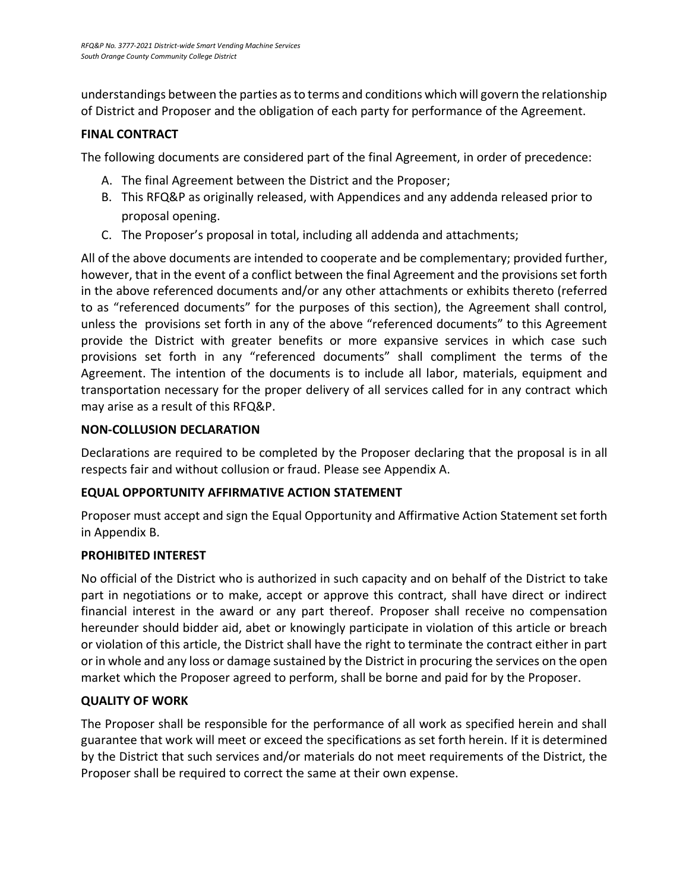understandings between the parties as to terms and conditions which will govern the relationship of District and Proposer and the obligation of each party for performance of the Agreement.

**FINAL CONTRACT**

The following documents are considered part of the final Agreement, in order of precedence:

A. The final Agreement between the District and the Proposer;
B. This RFQ&P as originally released, with Appendices and any addenda released prior to proposal opening.
C. The Proposer's proposal in total, including all addenda and attachments;

All of the above documents are intended to cooperate and be complementary; provided further, however, that in the event of a conflict between the final Agreement and the provisions set forth in the above referenced documents and/or any other attachments or exhibits thereto (referred to as "referenced documents" for the purposes of this section), the Agreement shall control, unless the provisions set forth in any of the above "referenced documents" to this Agreement provide the District with greater benefits or more expansive services in which case such provisions set forth in any "referenced documents" shall compliment the terms of the Agreement. The intention of the documents is to include all labor, materials, equipment and transportation necessary for the proper delivery of all services called for in any contract which may arise as a result of this RFQ&P.

**NON-COLLUSION DECLARATION**

Declarations are required to be completed by the Proposer declaring that the proposal is in all respects fair and without collusion or fraud. Please see Appendix A.

**EQUAL OPPORTUNITY AFFIRMATIVE ACTION STATEMENT**

Proposer must accept and sign the Equal Opportunity and Affirmative Action Statement set forth in Appendix B.

**PROHIBITED INTEREST**

No official of the District who is authorized in such capacity and on behalf of the District to take part in negotiations or to make, accept or approve this contract, shall have direct or indirect financial interest in the award or any part thereof. Proposer shall receive no compensation hereunder should bidder aid, abet or knowingly participate in violation of this article or breach or violation of this article, the District shall have the right to terminate the contract either in part or in whole and any loss or damage sustained by the District in procuring the services on the open market which the Proposer agreed to perform, shall be borne and paid for by the Proposer.

**QUALITY OF WORK**

The Proposer shall be responsible for the performance of all work as specified herein and shall guarantee that work will meet or exceed the specifications as set forth herein. If it is determined by the District that such services and/or materials do not meet requirements of the District, the Proposer shall be required to correct the same at their own expense.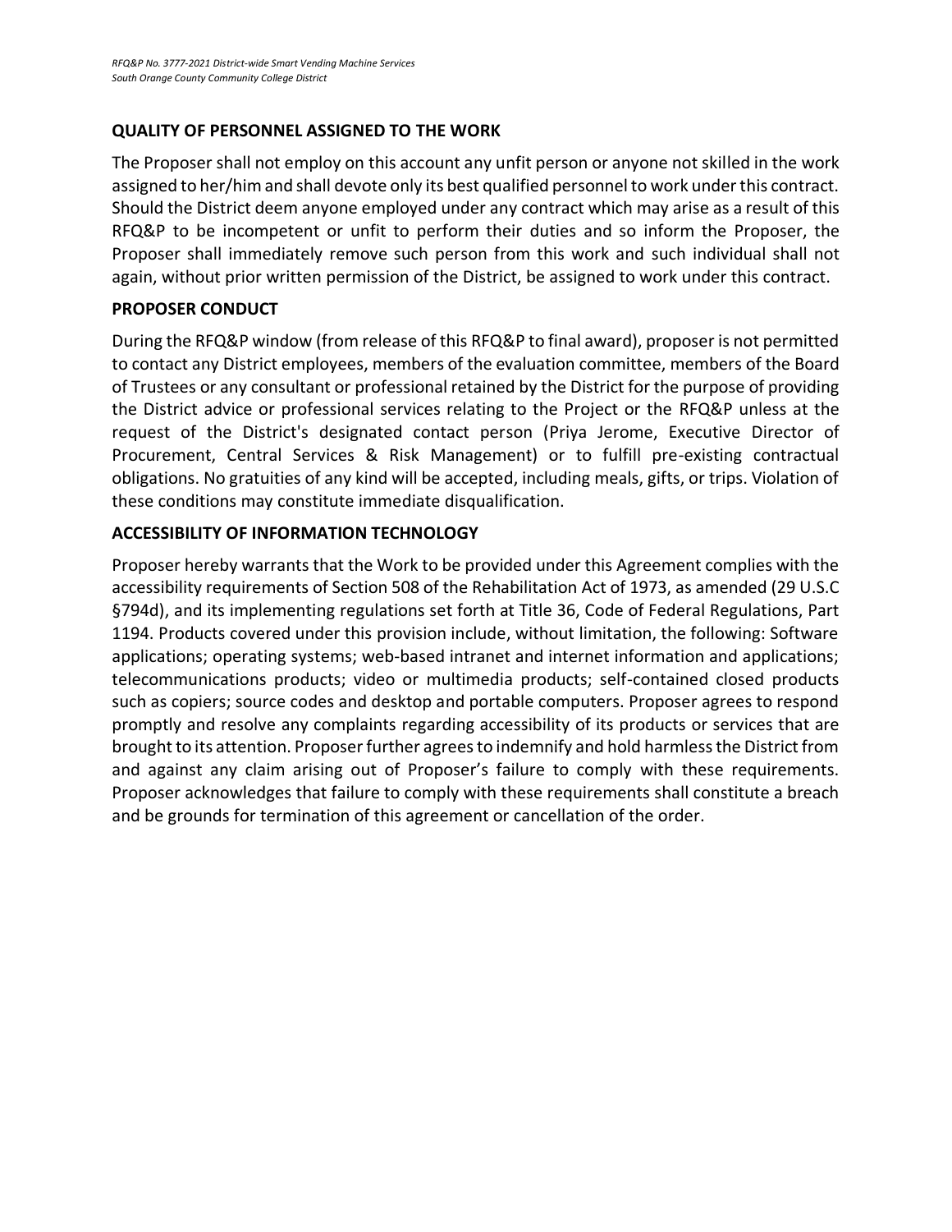**QUALITY OF PERSONNEL ASSIGNED TO THE WORK**

The Proposer shall not employ on this account any unfit person or anyone not skilled in the work assigned to her/him and shall devote only its best qualified personnel to work under this contract. Should the District deem anyone employed under any contract which may arise as a result of this RFQ&P to be incompetent or unfit to perform their duties and so inform the Proposer, the Proposer shall immediately remove such person from this work and such individual shall not again, without prior written permission of the District, be assigned to work under this contract.

**PROPOSER CONDUCT**

During the RFQ&P window (from release of this RFQ&P to final award), proposer is not permitted to contact any District employees, members of the evaluation committee, members of the Board of Trustees or any consultant or professional retained by the District for the purpose of providing the District advice or professional services relating to the Project or the RFQ&P unless at the request of the District's designated contact person (Priya Jerome, Executive Director of Procurement, Central Services & Risk Management) or to fulfill pre-existing contractual obligations. No gratuities of any kind will be accepted, including meals, gifts, or trips. Violation of these conditions may constitute immediate disqualification.

**ACCESSIBILITY OF INFORMATION TECHNOLOGY**

Proposer hereby warrants that the Work to be provided under this Agreement complies with the accessibility requirements of Section 508 of the Rehabilitation Act of 1973, as amended (29 U.S.C §794d), and its implementing regulations set forth at Title 36, Code of Federal Regulations, Part 1194. Products covered under this provision include, without limitation, the following: Software applications; operating systems; web-based intranet and internet information and applications; telecommunications products; video or multimedia products; self-contained closed products such as copiers; source codes and desktop and portable computers. Proposer agrees to respond promptly and resolve any complaints regarding accessibility of its products or services that are brought to its attention. Proposer further agrees to indemnify and hold harmless the District from and against any claim arising out of Proposer's failure to comply with these requirements. Proposer acknowledges that failure to comply with these requirements shall constitute a breach and be grounds for termination of this agreement or cancellation of the order.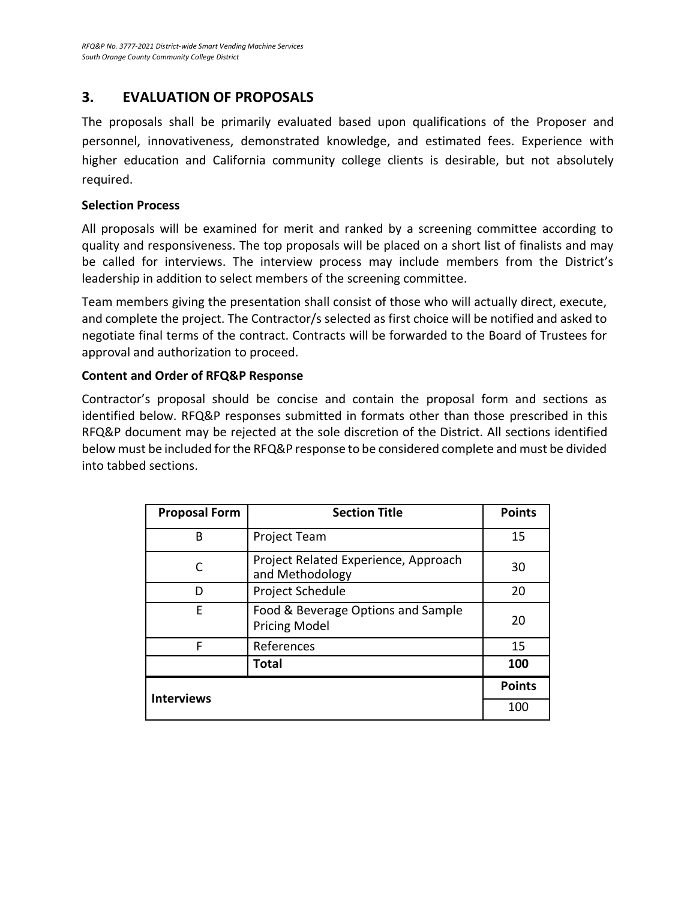## 3. EVALUATION OF PROPOSALS

The proposals shall be primarily evaluated based upon qualifications of the Proposer and personnel, innovativeness, demonstrated knowledge, and estimated fees. Experience with higher education and California community college clients is desirable, but not absolutely required.

**Selection Process**

All proposals will be examined for merit and ranked by a screening committee according to quality and responsiveness. The top proposals will be placed on a short list of finalists and may be called for interviews. The interview process may include members from the District's leadership in addition to select members of the screening committee.

Team members giving the presentation shall consist of those who will actually direct, execute, and complete the project. The Contractor/s selected as first choice will be notified and asked to negotiate final terms of the contract. Contracts will be forwarded to the Board of Trustees for approval and authorization to proceed.

**Content and Order of RFQ&P Response**

Contractor's proposal should be concise and contain the proposal form and sections as identified below. RFQ&P responses submitted in formats other than those prescribed in this RFQ&P document may be rejected at the sole discretion of the District. All sections identified below must be included for the RFQ&P response to be considered complete and must be divided into tabbed sections.

| Proposal Form | Section Title | Points |
|---|---|---|
| B | Project Team | 15 |
| C | Project Related Experience, Approach and Methodology | 30 |
| D | Project Schedule | 20 |
| E | Food & Beverage Options and Sample Pricing Model | 20 |
| F | References | 15 |
| | **Total** | **100** |
| **Interviews** | | **Points** |
| | | 100 |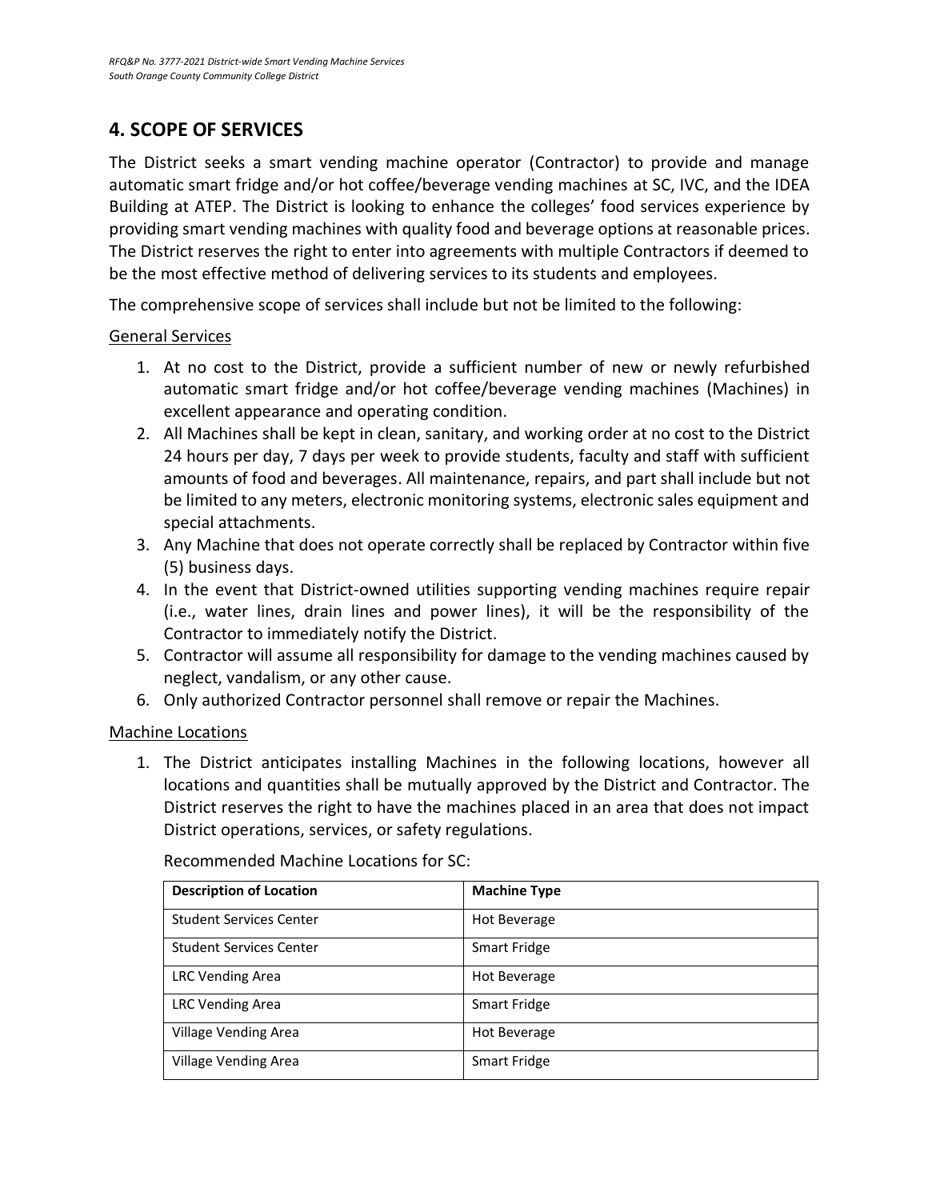## 4. SCOPE OF SERVICES

The District seeks a smart vending machine operator (Contractor) to provide and manage automatic smart fridge and/or hot coffee/beverage vending machines at SC, IVC, and the IDEA Building at ATEP. The District is looking to enhance the colleges' food services experience by providing smart vending machines with quality food and beverage options at reasonable prices. The District reserves the right to enter into agreements with multiple Contractors if deemed to be the most effective method of delivering services to its students and employees.

The comprehensive scope of services shall include but not be limited to the following:

General Services

1. At no cost to the District, provide a sufficient number of new or newly refurbished automatic smart fridge and/or hot coffee/beverage vending machines (Machines) in excellent appearance and operating condition.
2. All Machines shall be kept in clean, sanitary, and working order at no cost to the District 24 hours per day, 7 days per week to provide students, faculty and staff with sufficient amounts of food and beverages. All maintenance, repairs, and part shall include but not be limited to any meters, electronic monitoring systems, electronic sales equipment and special attachments.
3. Any Machine that does not operate correctly shall be replaced by Contractor within five (5) business days.
4. In the event that District-owned utilities supporting vending machines require repair (i.e., water lines, drain lines and power lines), it will be the responsibility of the Contractor to immediately notify the District.
5. Contractor will assume all responsibility for damage to the vending machines caused by neglect, vandalism, or any other cause.
6. Only authorized Contractor personnel shall remove or repair the Machines.

Machine Locations

1. The District anticipates installing Machines in the following locations, however all locations and quantities shall be mutually approved by the District and Contractor. The District reserves the right to have the machines placed in an area that does not impact District operations, services, or safety regulations.

   Recommended Machine Locations for SC:

| Description of Location | Machine Type |
|---|---|
| Student Services Center | Hot Beverage |
| Student Services Center | Smart Fridge |
| LRC Vending Area | Hot Beverage |
| LRC Vending Area | Smart Fridge |
| Village Vending Area | Hot Beverage |
| Village Vending Area | Smart Fridge |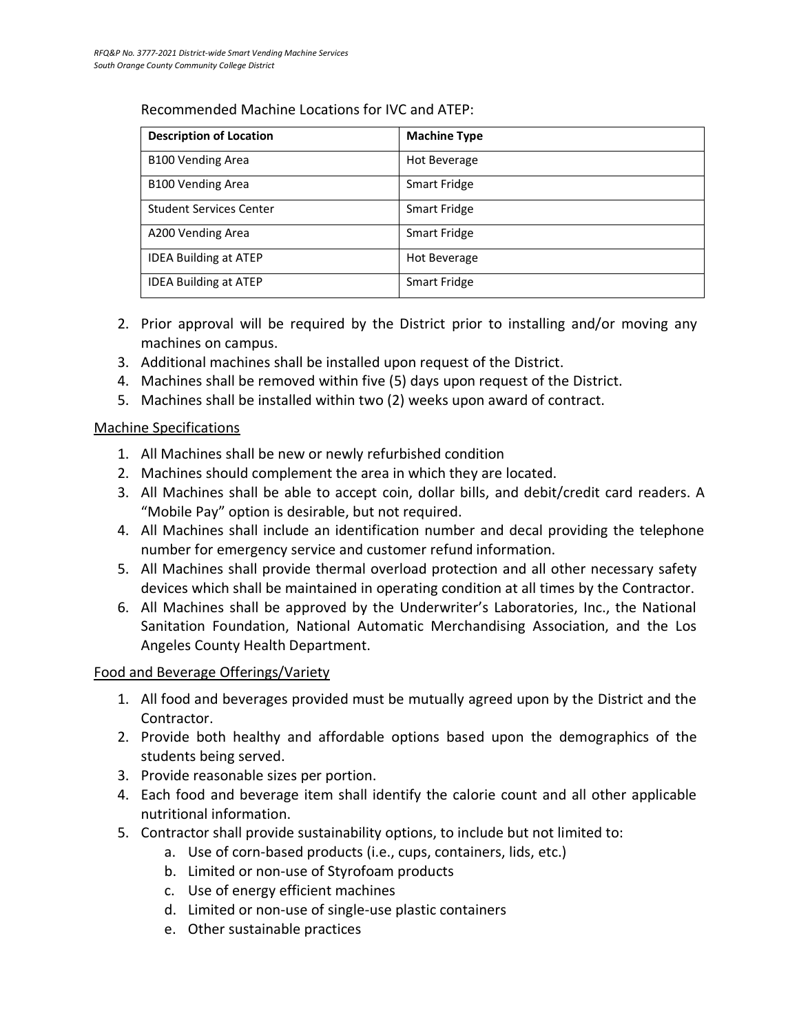Recommended Machine Locations for IVC and ATEP:

| Description of Location | Machine Type |
|---|---|
| B100 Vending Area | Hot Beverage |
| B100 Vending Area | Smart Fridge |
| Student Services Center | Smart Fridge |
| A200 Vending Area | Smart Fridge |
| IDEA Building at ATEP | Hot Beverage |
| IDEA Building at ATEP | Smart Fridge |

2. Prior approval will be required by the District prior to installing and/or moving any machines on campus.
3. Additional machines shall be installed upon request of the District.
4. Machines shall be removed within five (5) days upon request of the District.
5. Machines shall be installed within two (2) weeks upon award of contract.

Machine Specifications

1. All Machines shall be new or newly refurbished condition
2. Machines should complement the area in which they are located.
3. All Machines shall be able to accept coin, dollar bills, and debit/credit card readers. A "Mobile Pay" option is desirable, but not required.
4. All Machines shall include an identification number and decal providing the telephone number for emergency service and customer refund information.
5. All Machines shall provide thermal overload protection and all other necessary safety devices which shall be maintained in operating condition at all times by the Contractor.
6. All Machines shall be approved by the Underwriter's Laboratories, Inc., the National Sanitation Foundation, National Automatic Merchandising Association, and the Los Angeles County Health Department.

Food and Beverage Offerings/Variety

1. All food and beverages provided must be mutually agreed upon by the District and the Contractor.
2. Provide both healthy and affordable options based upon the demographics of the students being served.
3. Provide reasonable sizes per portion.
4. Each food and beverage item shall identify the calorie count and all other applicable nutritional information.
5. Contractor shall provide sustainability options, to include but not limited to:
   a. Use of corn-based products (i.e., cups, containers, lids, etc.)
   b. Limited or non-use of Styrofoam products
   c. Use of energy efficient machines
   d. Limited or non-use of single-use plastic containers
   e. Other sustainable practices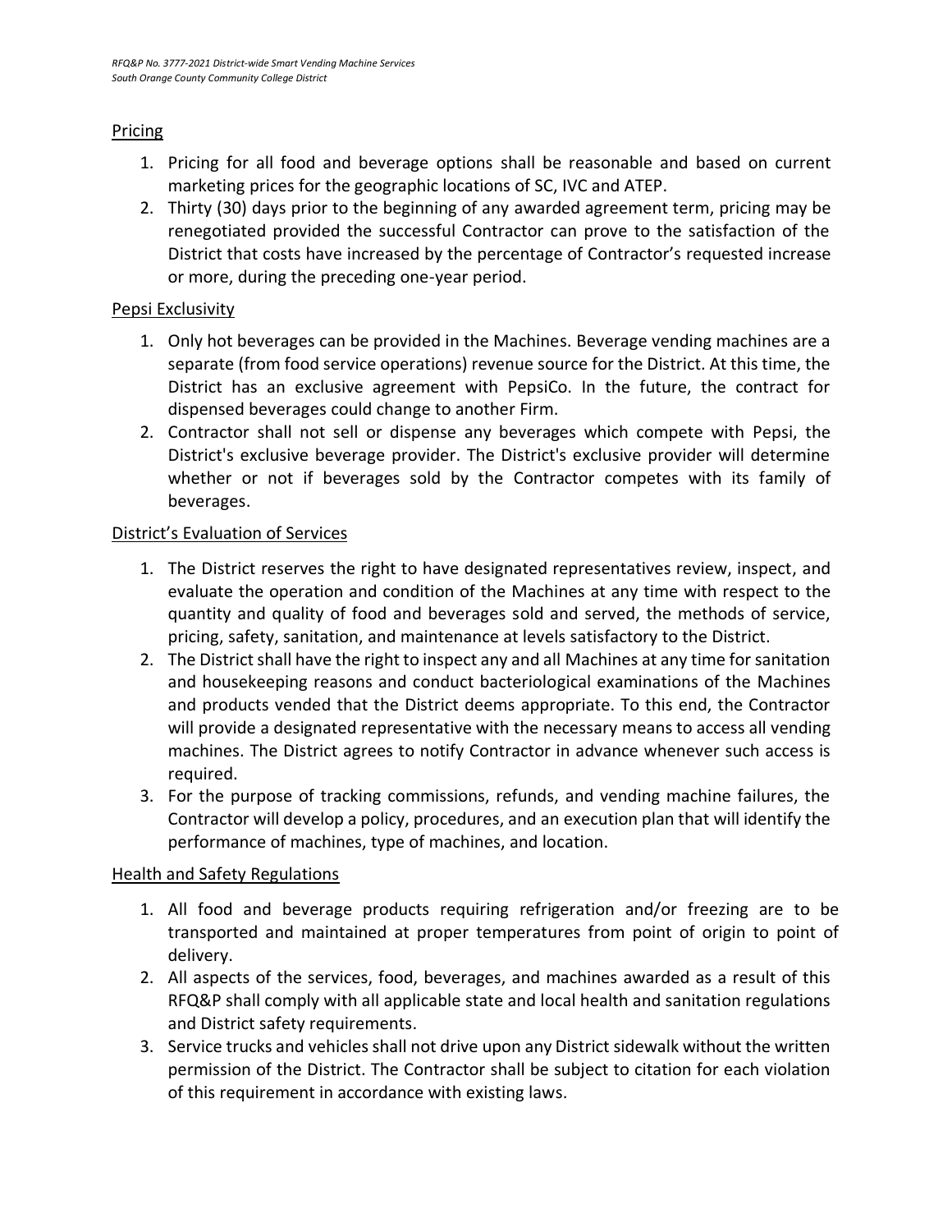## Pricing

1. Pricing for all food and beverage options shall be reasonable and based on current marketing prices for the geographic locations of SC, IVC and ATEP.
2. Thirty (30) days prior to the beginning of any awarded agreement term, pricing may be renegotiated provided the successful Contractor can prove to the satisfaction of the District that costs have increased by the percentage of Contractor's requested increase or more, during the preceding one-year period.

## Pepsi Exclusivity

1. Only hot beverages can be provided in the Machines. Beverage vending machines are a separate (from food service operations) revenue source for the District. At this time, the District has an exclusive agreement with PepsiCo. In the future, the contract for dispensed beverages could change to another Firm.
2. Contractor shall not sell or dispense any beverages which compete with Pepsi, the District's exclusive beverage provider. The District's exclusive provider will determine whether or not if beverages sold by the Contractor competes with its family of beverages.

## District's Evaluation of Services

1. The District reserves the right to have designated representatives review, inspect, and evaluate the operation and condition of the Machines at any time with respect to the quantity and quality of food and beverages sold and served, the methods of service, pricing, safety, sanitation, and maintenance at levels satisfactory to the District.
2. The District shall have the right to inspect any and all Machines at any time for sanitation and housekeeping reasons and conduct bacteriological examinations of the Machines and products vended that the District deems appropriate. To this end, the Contractor will provide a designated representative with the necessary means to access all vending machines. The District agrees to notify Contractor in advance whenever such access is required.
3. For the purpose of tracking commissions, refunds, and vending machine failures, the Contractor will develop a policy, procedures, and an execution plan that will identify the performance of machines, type of machines, and location.

## Health and Safety Regulations

1. All food and beverage products requiring refrigeration and/or freezing are to be transported and maintained at proper temperatures from point of origin to point of delivery.
2. All aspects of the services, food, beverages, and machines awarded as a result of this RFQ&P shall comply with all applicable state and local health and sanitation regulations and District safety requirements.
3. Service trucks and vehicles shall not drive upon any District sidewalk without the written permission of the District. The Contractor shall be subject to citation for each violation of this requirement in accordance with existing laws.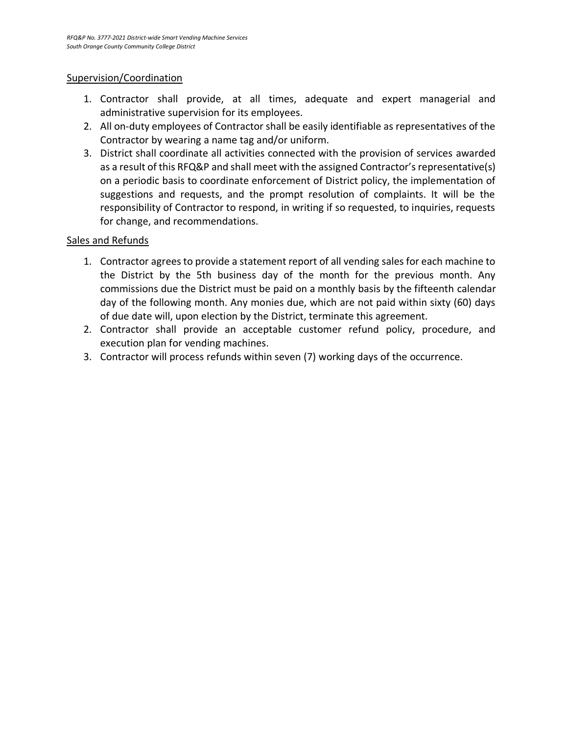## Supervision/Coordination

1. Contractor shall provide, at all times, adequate and expert managerial and administrative supervision for its employees.
2. All on-duty employees of Contractor shall be easily identifiable as representatives of the Contractor by wearing a name tag and/or uniform.
3. District shall coordinate all activities connected with the provision of services awarded as a result of this RFQ&P and shall meet with the assigned Contractor's representative(s) on a periodic basis to coordinate enforcement of District policy, the implementation of suggestions and requests, and the prompt resolution of complaints. It will be the responsibility of Contractor to respond, in writing if so requested, to inquiries, requests for change, and recommendations.

## Sales and Refunds

1. Contractor agrees to provide a statement report of all vending sales for each machine to the District by the 5th business day of the month for the previous month. Any commissions due the District must be paid on a monthly basis by the fifteenth calendar day of the following month. Any monies due, which are not paid within sixty (60) days of due date will, upon election by the District, terminate this agreement.
2. Contractor shall provide an acceptable customer refund policy, procedure, and execution plan for vending machines.
3. Contractor will process refunds within seven (7) working days of the occurrence.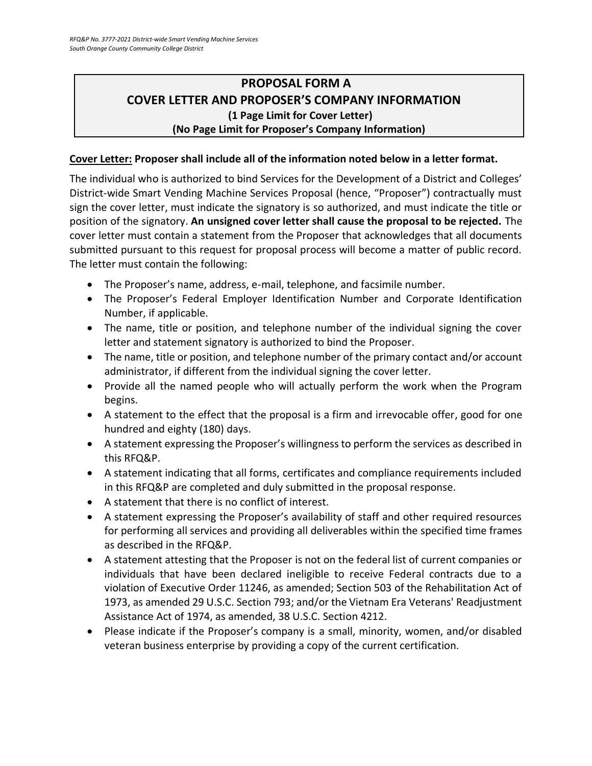## PROPOSAL FORM A
## COVER LETTER AND PROPOSER'S COMPANY INFORMATION
### (1 Page Limit for Cover Letter)
### (No Page Limit for Proposer's Company Information)

**Cover Letter: Proposer shall include all of the information noted below in a letter format.**

The individual who is authorized to bind Services for the Development of a District and Colleges' District-wide Smart Vending Machine Services Proposal (hence, "Proposer") contractually must sign the cover letter, must indicate the signatory is so authorized, and must indicate the title or position of the signatory. **An unsigned cover letter shall cause the proposal to be rejected.** The cover letter must contain a statement from the Proposer that acknowledges that all documents submitted pursuant to this request for proposal process will become a matter of public record. The letter must contain the following:

- The Proposer's name, address, e-mail, telephone, and facsimile number.
- The Proposer's Federal Employer Identification Number and Corporate Identification Number, if applicable.
- The name, title or position, and telephone number of the individual signing the cover letter and statement signatory is authorized to bind the Proposer.
- The name, title or position, and telephone number of the primary contact and/or account administrator, if different from the individual signing the cover letter.
- Provide all the named people who will actually perform the work when the Program begins.
- A statement to the effect that the proposal is a firm and irrevocable offer, good for one hundred and eighty (180) days.
- A statement expressing the Proposer's willingness to perform the services as described in this RFQ&P.
- A statement indicating that all forms, certificates and compliance requirements included in this RFQ&P are completed and duly submitted in the proposal response.
- A statement that there is no conflict of interest.
- A statement expressing the Proposer's availability of staff and other required resources for performing all services and providing all deliverables within the specified time frames as described in the RFQ&P.
- A statement attesting that the Proposer is not on the federal list of current companies or individuals that have been declared ineligible to receive Federal contracts due to a violation of Executive Order 11246, as amended; Section 503 of the Rehabilitation Act of 1973, as amended 29 U.S.C. Section 793; and/or the Vietnam Era Veterans' Readjustment Assistance Act of 1974, as amended, 38 U.S.C. Section 4212.
- Please indicate if the Proposer's company is a small, minority, women, and/or disabled veteran business enterprise by providing a copy of the current certification.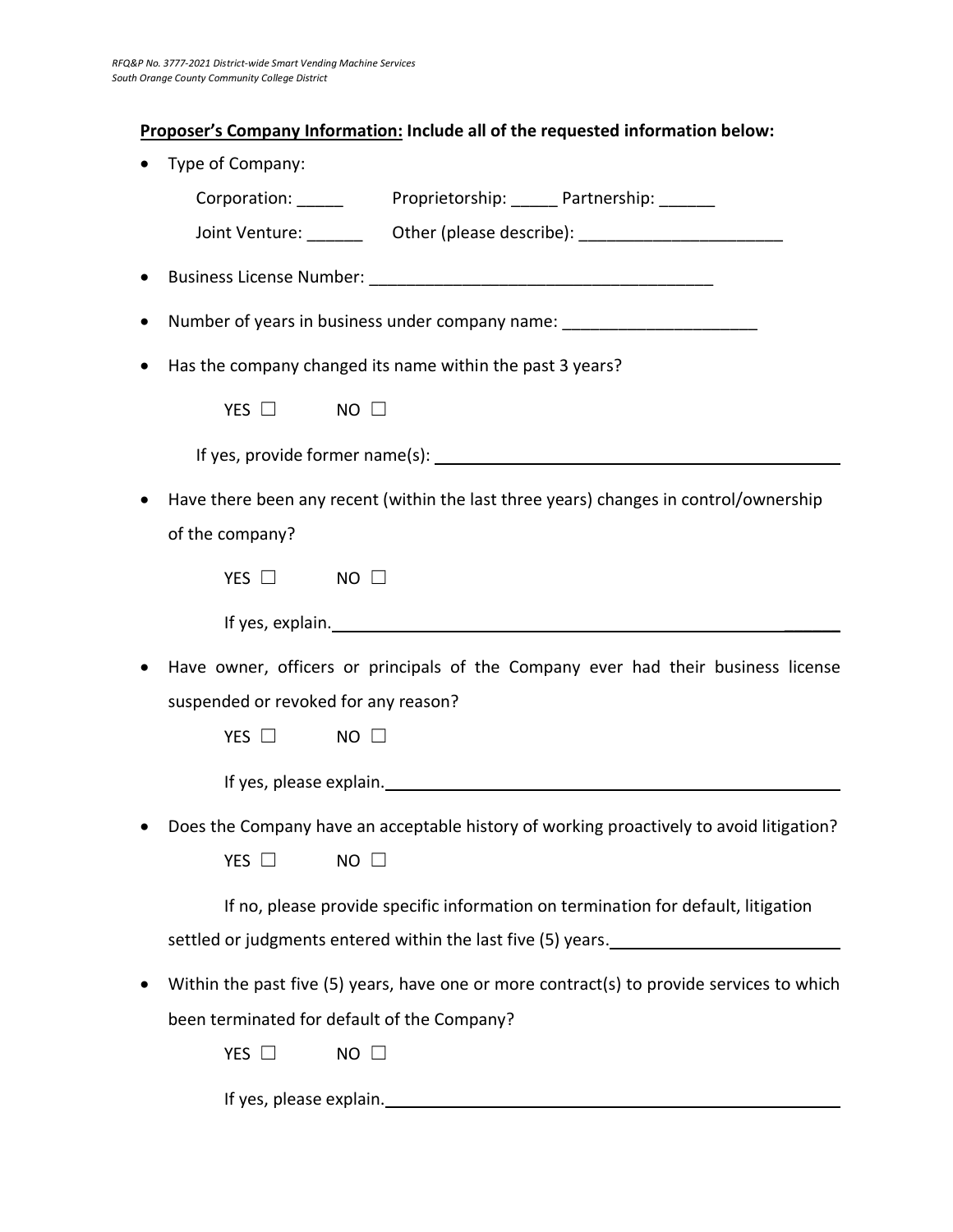**Proposer's Company Information: Include all of the requested information below:**

- Type of Company:

  Corporation: _____ Proprietorship: _____ Partnership: ______

  Joint Venture: ______ Other (please describe): ______________________

- Business License Number: _____________________________________

- Number of years in business under company name: _____________________

- Has the company changed its name within the past 3 years?

  YES ☐ NO ☐

  If yes, provide former name(s): ____________________________________________

- Have there been any recent (within the last three years) changes in control/ownership of the company?

  YES ☐ NO ☐

  If yes, explain. _______________________________________________________

- Have owner, officers or principals of the Company ever had their business license suspended or revoked for any reason?

  YES ☐ NO ☐

  If yes, please explain. __________________________________________________

- Does the Company have an acceptable history of working proactively to avoid litigation?

  YES ☐ NO ☐

  If no, please provide specific information on termination for default, litigation settled or judgments entered within the last five (5) years. ________________________

- Within the past five (5) years, have one or more contract(s) to provide services to which been terminated for default of the Company?

  YES ☐ NO ☐

  If yes, please explain. __________________________________________________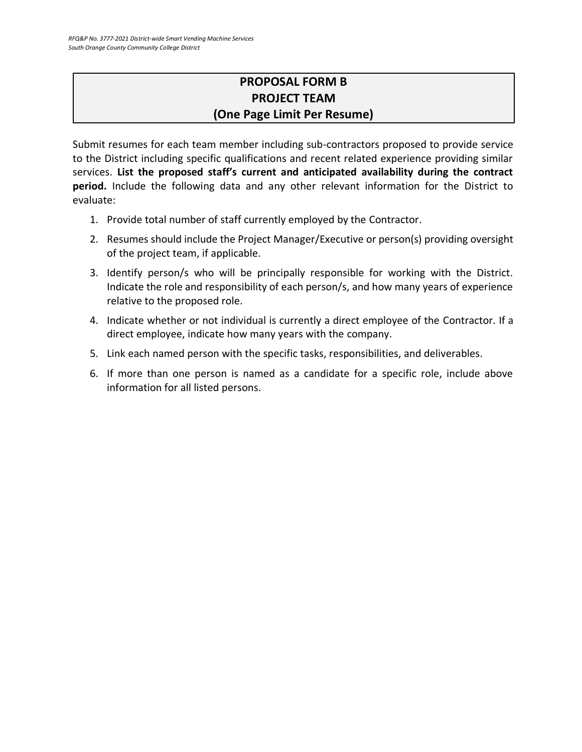## PROPOSAL FORM B
## PROJECT TEAM
## (One Page Limit Per Resume)

Submit resumes for each team member including sub-contractors proposed to provide service to the District including specific qualifications and recent related experience providing similar services. **List the proposed staff's current and anticipated availability during the contract period.** Include the following data and any other relevant information for the District to evaluate:

1. Provide total number of staff currently employed by the Contractor.
2. Resumes should include the Project Manager/Executive or person(s) providing oversight of the project team, if applicable.
3. Identify person/s who will be principally responsible for working with the District. Indicate the role and responsibility of each person/s, and how many years of experience relative to the proposed role.
4. Indicate whether or not individual is currently a direct employee of the Contractor. If a direct employee, indicate how many years with the company.
5. Link each named person with the specific tasks, responsibilities, and deliverables.
6. If more than one person is named as a candidate for a specific role, include above information for all listed persons.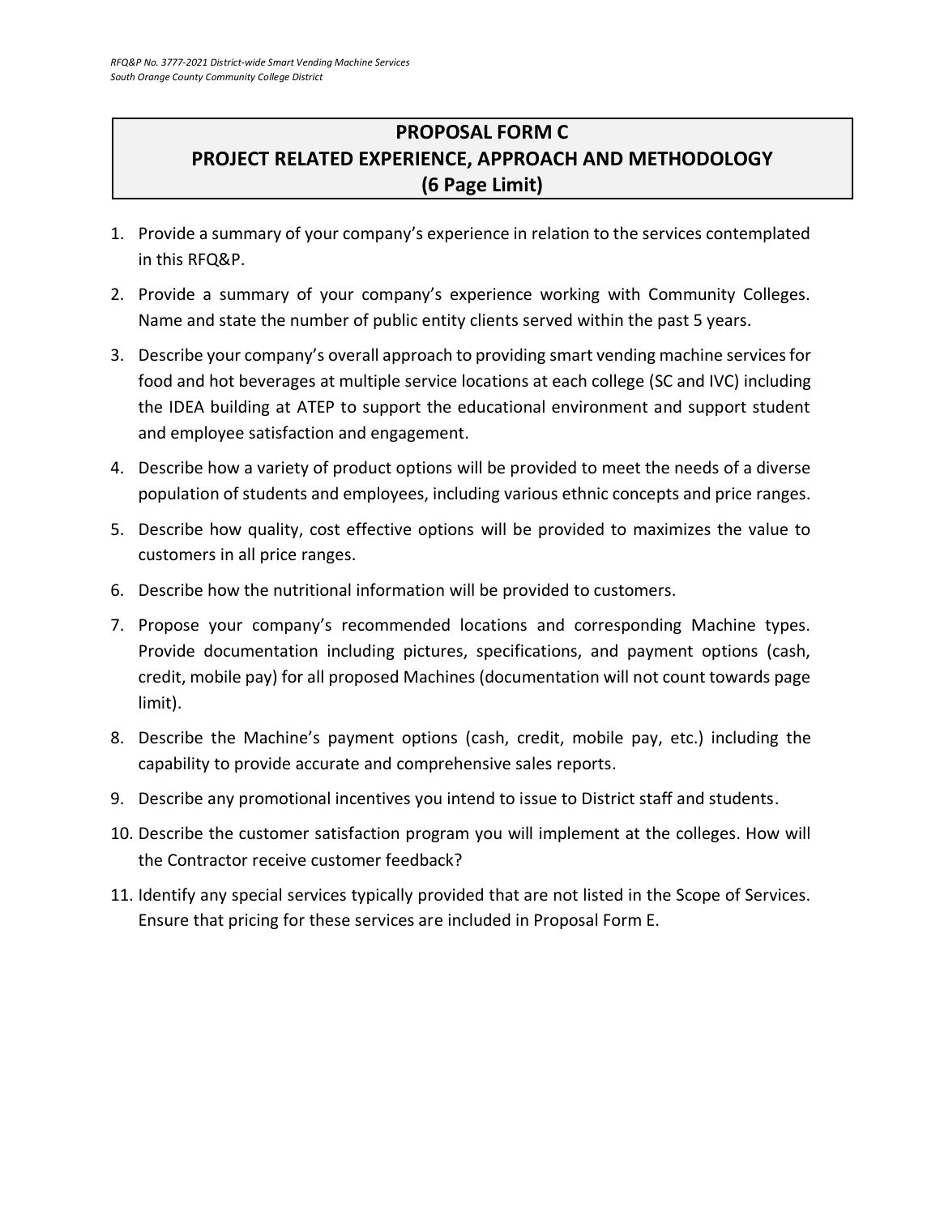# PROPOSAL FORM C
# PROJECT RELATED EXPERIENCE, APPROACH AND METHODOLOGY
# (6 Page Limit)

1. Provide a summary of your company's experience in relation to the services contemplated in this RFQ&P.
2. Provide a summary of your company's experience working with Community Colleges. Name and state the number of public entity clients served within the past 5 years.
3. Describe your company's overall approach to providing smart vending machine services for food and hot beverages at multiple service locations at each college (SC and IVC) including the IDEA building at ATEP to support the educational environment and support student and employee satisfaction and engagement.
4. Describe how a variety of product options will be provided to meet the needs of a diverse population of students and employees, including various ethnic concepts and price ranges.
5. Describe how quality, cost effective options will be provided to maximizes the value to customers in all price ranges.
6. Describe how the nutritional information will be provided to customers.
7. Propose your company's recommended locations and corresponding Machine types. Provide documentation including pictures, specifications, and payment options (cash, credit, mobile pay) for all proposed Machines (documentation will not count towards page limit).
8. Describe the Machine's payment options (cash, credit, mobile pay, etc.) including the capability to provide accurate and comprehensive sales reports.
9. Describe any promotional incentives you intend to issue to District staff and students.
10. Describe the customer satisfaction program you will implement at the colleges. How will the Contractor receive customer feedback?
11. Identify any special services typically provided that are not listed in the Scope of Services. Ensure that pricing for these services are included in Proposal Form E.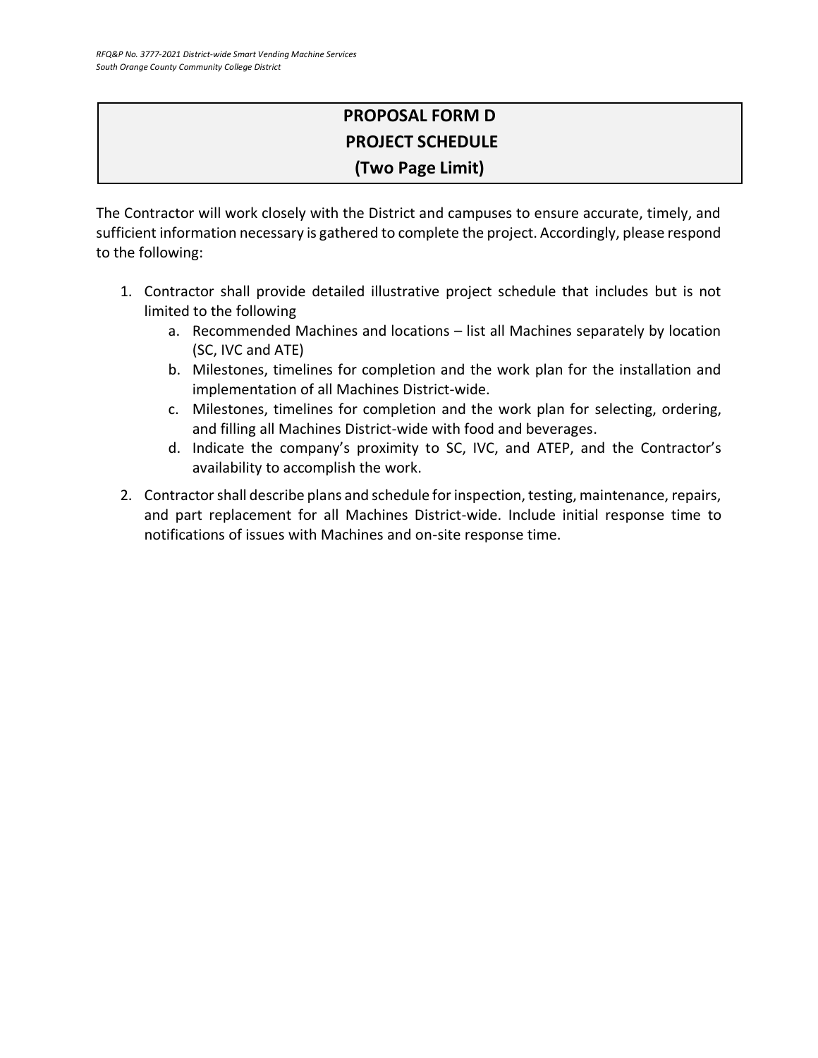# PROPOSAL FORM D
## PROJECT SCHEDULE
## (Two Page Limit)

The Contractor will work closely with the District and campuses to ensure accurate, timely, and sufficient information necessary is gathered to complete the project. Accordingly, please respond to the following:

1. Contractor shall provide detailed illustrative project schedule that includes but is not limited to the following
   a. Recommended Machines and locations – list all Machines separately by location (SC, IVC and ATE)
   b. Milestones, timelines for completion and the work plan for the installation and implementation of all Machines District-wide.
   c. Milestones, timelines for completion and the work plan for selecting, ordering, and filling all Machines District-wide with food and beverages.
   d. Indicate the company's proximity to SC, IVC, and ATEP, and the Contractor's availability to accomplish the work.
2. Contractor shall describe plans and schedule for inspection, testing, maintenance, repairs, and part replacement for all Machines District-wide. Include initial response time to notifications of issues with Machines and on-site response time.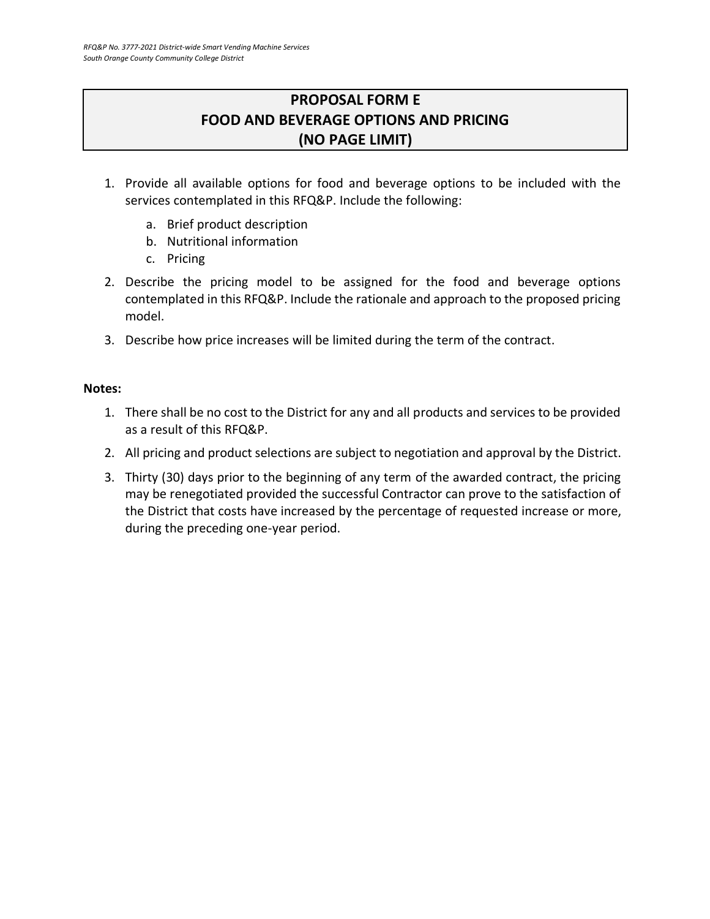# PROPOSAL FORM E
# FOOD AND BEVERAGE OPTIONS AND PRICING
# (NO PAGE LIMIT)

1. Provide all available options for food and beverage options to be included with the services contemplated in this RFQ&P. Include the following:
   a. Brief product description
   b. Nutritional information
   c. Pricing
2. Describe the pricing model to be assigned for the food and beverage options contemplated in this RFQ&P. Include the rationale and approach to the proposed pricing model.
3. Describe how price increases will be limited during the term of the contract.

**Notes:**

1. There shall be no cost to the District for any and all products and services to be provided as a result of this RFQ&P.
2. All pricing and product selections are subject to negotiation and approval by the District.
3. Thirty (30) days prior to the beginning of any term of the awarded contract, the pricing may be renegotiated provided the successful Contractor can prove to the satisfaction of the District that costs have increased by the percentage of requested increase or more, during the preceding one-year period.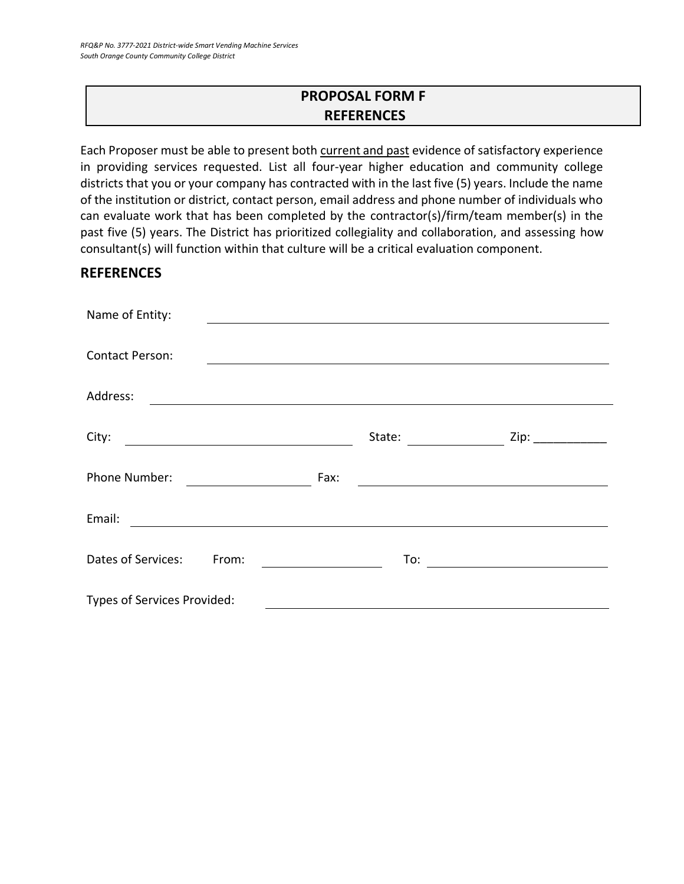## PROPOSAL FORM F
## REFERENCES

Each Proposer must be able to present both current and past evidence of satisfactory experience in providing services requested. List all four-year higher education and community college districts that you or your company has contracted with in the last five (5) years. Include the name of the institution or district, contact person, email address and phone number of individuals who can evaluate work that has been completed by the contractor(s)/firm/team member(s) in the past five (5) years. The District has prioritized collegiality and collaboration, and assessing how consultant(s) will function within that culture will be a critical evaluation component.

## REFERENCES

Name of Entity: ____________________________________________

Contact Person: ____________________________________________

Address: ____________________________________________

City: ______________________ State: ____________ Zip: ___________

Phone Number: ______________ Fax: ______________________

Email: ____________________________________________

Dates of Services: From: ______________ To: ______________

Types of Services Provided: ____________________________________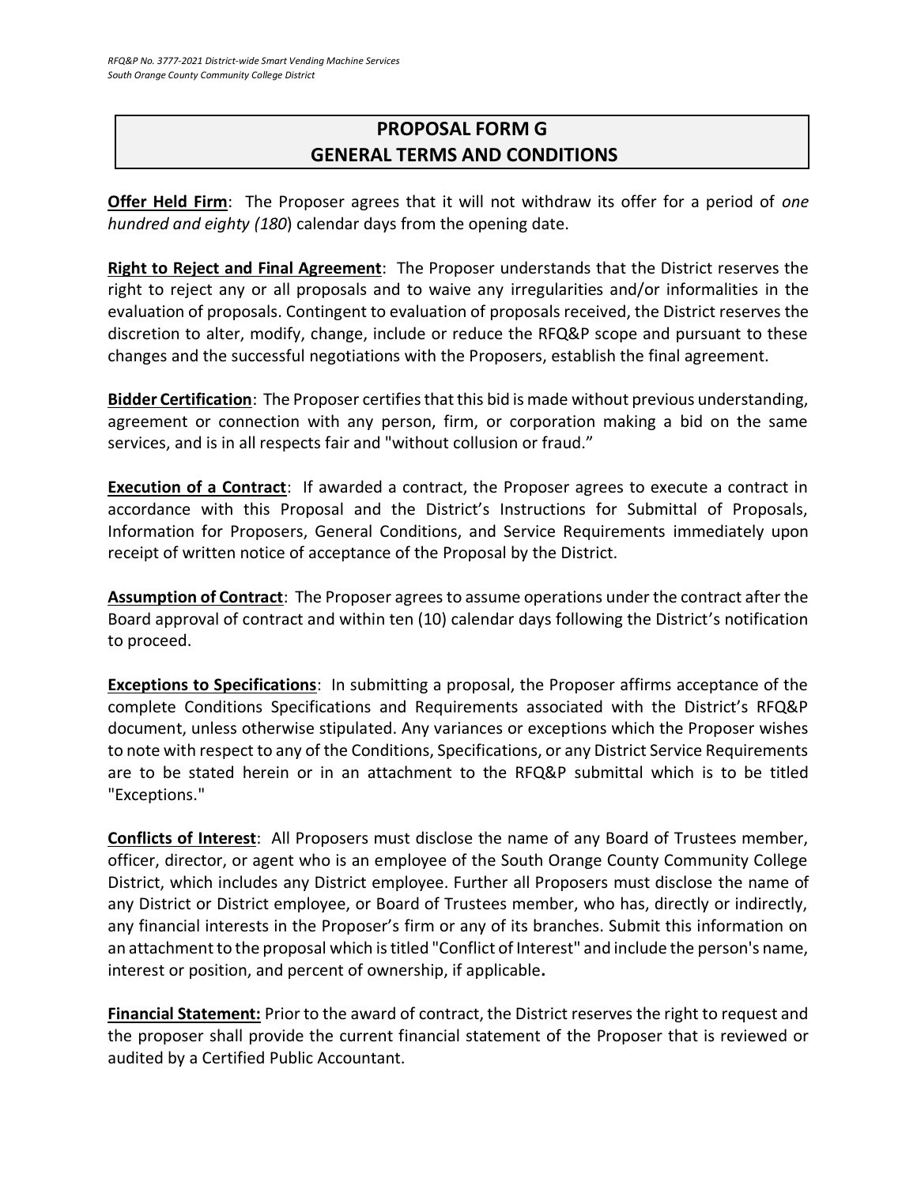# PROPOSAL FORM G
# GENERAL TERMS AND CONDITIONS

**Offer Held Firm**: The Proposer agrees that it will not withdraw its offer for a period of *one hundred and eighty (180*) calendar days from the opening date.

**Right to Reject and Final Agreement**: The Proposer understands that the District reserves the right to reject any or all proposals and to waive any irregularities and/or informalities in the evaluation of proposals. Contingent to evaluation of proposals received, the District reserves the discretion to alter, modify, change, include or reduce the RFQ&P scope and pursuant to these changes and the successful negotiations with the Proposers, establish the final agreement.

**Bidder Certification**: The Proposer certifies that this bid is made without previous understanding, agreement or connection with any person, firm, or corporation making a bid on the same services, and is in all respects fair and "without collusion or fraud."

**Execution of a Contract**: If awarded a contract, the Proposer agrees to execute a contract in accordance with this Proposal and the District's Instructions for Submittal of Proposals, Information for Proposers, General Conditions, and Service Requirements immediately upon receipt of written notice of acceptance of the Proposal by the District.

**Assumption of Contract**: The Proposer agrees to assume operations under the contract after the Board approval of contract and within ten (10) calendar days following the District's notification to proceed.

**Exceptions to Specifications**: In submitting a proposal, the Proposer affirms acceptance of the complete Conditions Specifications and Requirements associated with the District's RFQ&P document, unless otherwise stipulated. Any variances or exceptions which the Proposer wishes to note with respect to any of the Conditions, Specifications, or any District Service Requirements are to be stated herein or in an attachment to the RFQ&P submittal which is to be titled "Exceptions."

**Conflicts of Interest**: All Proposers must disclose the name of any Board of Trustees member, officer, director, or agent who is an employee of the South Orange County Community College District, which includes any District employee. Further all Proposers must disclose the name of any District or District employee, or Board of Trustees member, who has, directly or indirectly, any financial interests in the Proposer's firm or any of its branches. Submit this information on an attachment to the proposal which is titled "Conflict of Interest" and include the person's name, interest or position, and percent of ownership, if applicable**.**

**Financial Statement:** Prior to the award of contract, the District reserves the right to request and the proposer shall provide the current financial statement of the Proposer that is reviewed or audited by a Certified Public Accountant.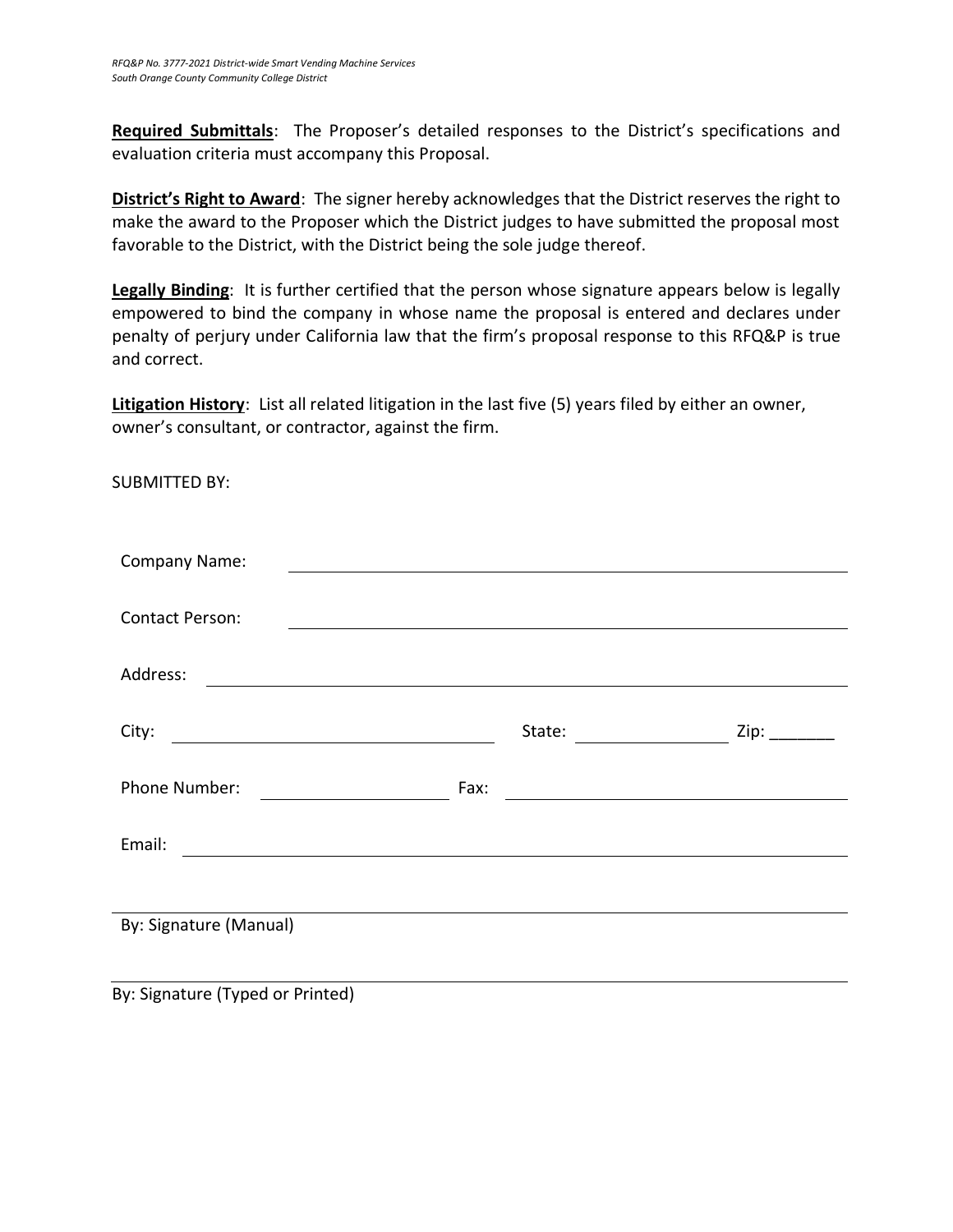**Required Submittals**: The Proposer's detailed responses to the District's specifications and evaluation criteria must accompany this Proposal.

**District's Right to Award**: The signer hereby acknowledges that the District reserves the right to make the award to the Proposer which the District judges to have submitted the proposal most favorable to the District, with the District being the sole judge thereof.

**Legally Binding**: It is further certified that the person whose signature appears below is legally empowered to bind the company in whose name the proposal is entered and declares under penalty of perjury under California law that the firm's proposal response to this RFQ&P is true and correct.

**Litigation History**: List all related litigation in the last five (5) years filed by either an owner, owner's consultant, or contractor, against the firm.

SUBMITTED BY:

Company Name: ____________________________________________

Contact Person: ____________________________________________

Address: ____________________________________________

City: ______________________ State: ______________ Zip: _______

Phone Number: ______________ Fax: ______________________

Email: ____________________________________________

____________________________________________

By: Signature (Manual)

____________________________________________

By: Signature (Typed or Printed)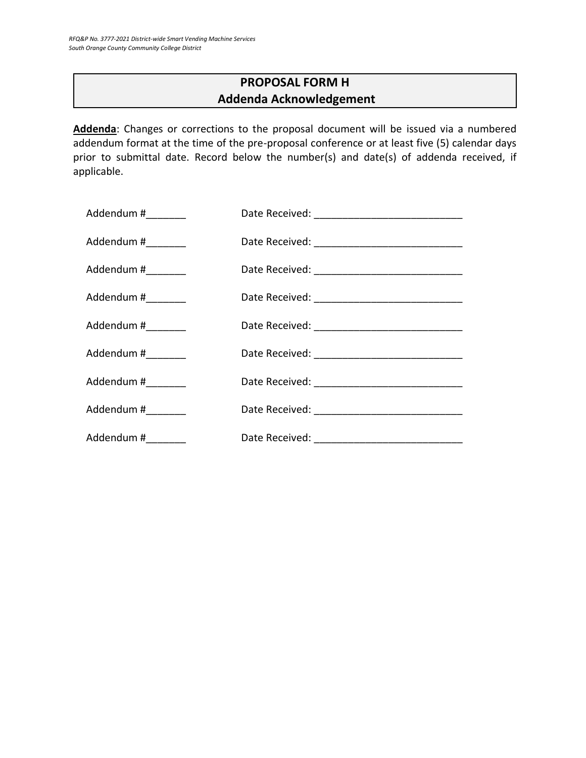# PROPOSAL FORM H
## Addenda Acknowledgement

**Addenda**: Changes or corrections to the proposal document will be issued via a numbered addendum format at the time of the pre-proposal conference or at least five (5) calendar days prior to submittal date. Record below the number(s) and date(s) of addenda received, if applicable.

Addendum #_______ Date Received: ___________________________

Addendum #_______ Date Received: ___________________________

Addendum #_______ Date Received: ___________________________

Addendum #_______ Date Received: ___________________________

Addendum #_______ Date Received: ___________________________

Addendum #_______ Date Received: ___________________________

Addendum #_______ Date Received: ___________________________

Addendum #_______ Date Received: ___________________________

Addendum #_______ Date Received: ___________________________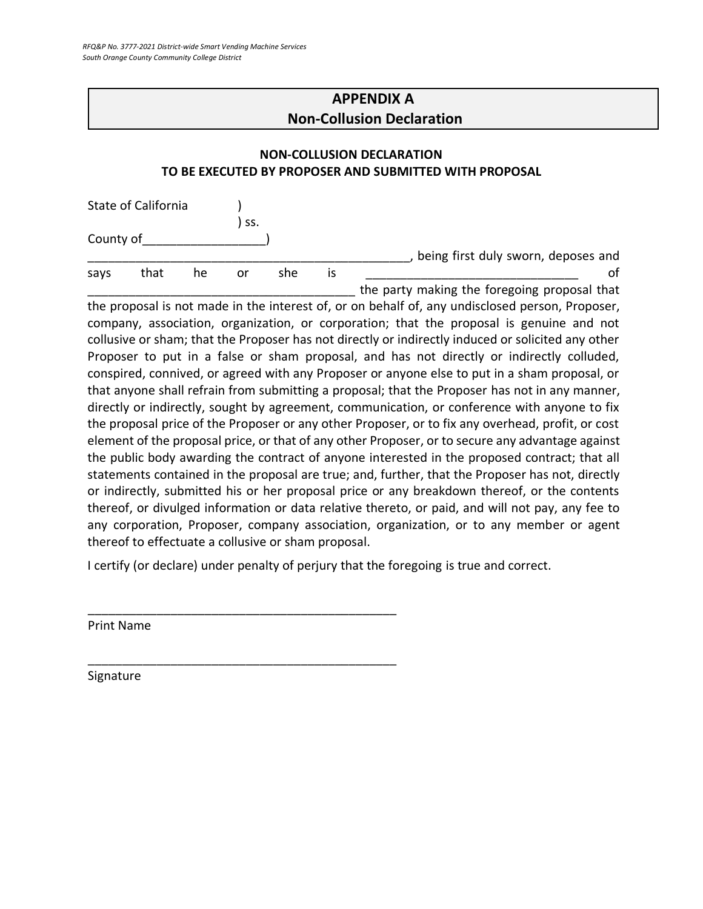## APPENDIX A
## Non-Collusion Declaration

**NON-COLLUSION DECLARATION**
**TO BE EXECUTED BY PROPOSER AND SUBMITTED WITH PROPOSAL**

State of California )
) ss.
County of_________________)

_______________________________________________, being first duly sworn, deposes and says that he or she is ______________________________ of _______________________________________ the party making the foregoing proposal that the proposal is not made in the interest of, or on behalf of, any undisclosed person, Proposer, company, association, organization, or corporation; that the proposal is genuine and not collusive or sham; that the Proposer has not directly or indirectly induced or solicited any other Proposer to put in a false or sham proposal, and has not directly or indirectly colluded, conspired, connived, or agreed with any Proposer or anyone else to put in a sham proposal, or that anyone shall refrain from submitting a proposal; that the Proposer has not in any manner, directly or indirectly, sought by agreement, communication, or conference with anyone to fix the proposal price of the Proposer or any other Proposer, or to fix any overhead, profit, or cost element of the proposal price, or that of any other Proposer, or to secure any advantage against the public body awarding the contract of anyone interested in the proposed contract; that all statements contained in the proposal are true; and, further, that the Proposer has not, directly or indirectly, submitted his or her proposal price or any breakdown thereof, or the contents thereof, or divulged information or data relative thereto, or paid, and will not pay, any fee to any corporation, Proposer, company association, organization, or to any member or agent thereof to effectuate a collusive or sham proposal.

I certify (or declare) under penalty of perjury that the foregoing is true and correct.

_______________________________________________
Print Name

_______________________________________________
Signature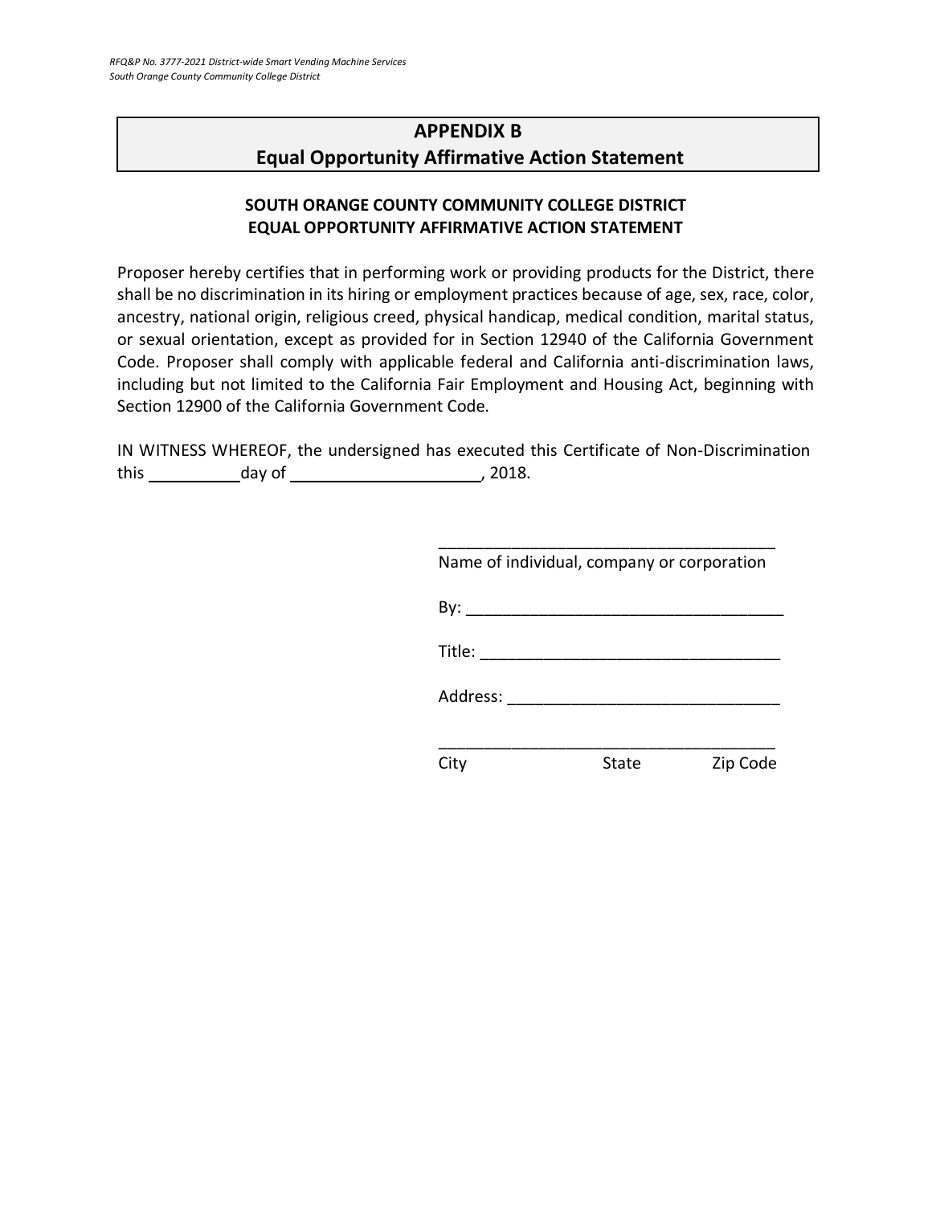# APPENDIX B
# Equal Opportunity Affirmative Action Statement

**SOUTH ORANGE COUNTY COMMUNITY COLLEGE DISTRICT**
**EQUAL OPPORTUNITY AFFIRMATIVE ACTION STATEMENT**

Proposer hereby certifies that in performing work or providing products for the District, there shall be no discrimination in its hiring or employment practices because of age, sex, race, color, ancestry, national origin, religious creed, physical handicap, medical condition, marital status, or sexual orientation, except as provided for in Section 12940 of the California Government Code. Proposer shall comply with applicable federal and California anti-discrimination laws, including but not limited to the California Fair Employment and Housing Act, beginning with Section 12900 of the California Government Code.

IN WITNESS WHEREOF, the undersigned has executed this Certificate of Non-Discrimination this __________ day of ____________________, 2018.

_____________________________________
Name of individual, company or corporation

By: _________________________________

Title: _______________________________

Address: ____________________________

_____________________________________
City State Zip Code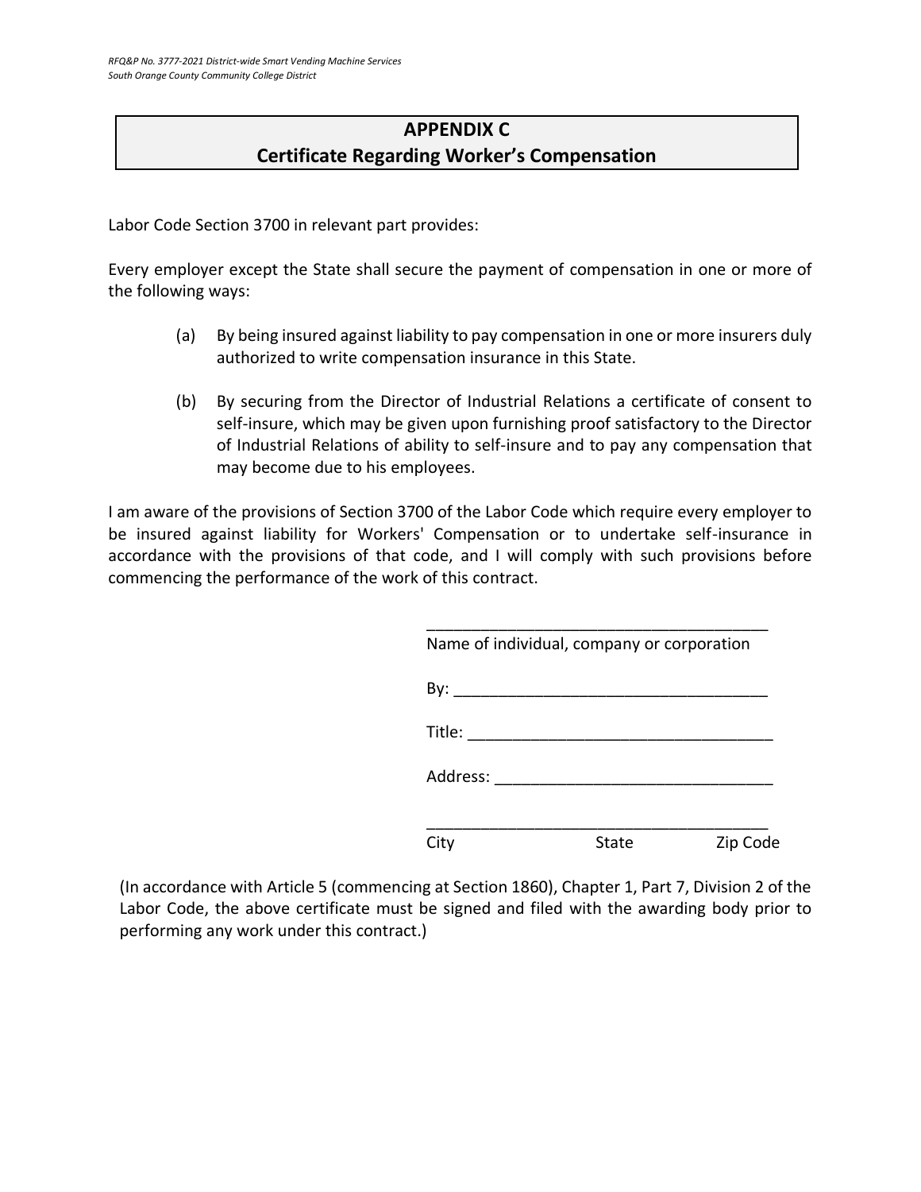## APPENDIX C
## Certificate Regarding Worker's Compensation

Labor Code Section 3700 in relevant part provides:

Every employer except the State shall secure the payment of compensation in one or more of the following ways:

(a) By being insured against liability to pay compensation in one or more insurers duly authorized to write compensation insurance in this State.

(b) By securing from the Director of Industrial Relations a certificate of consent to self-insure, which may be given upon furnishing proof satisfactory to the Director of Industrial Relations of ability to self-insure and to pay any compensation that may become due to his employees.

I am aware of the provisions of Section 3700 of the Labor Code which require every employer to be insured against liability for Workers' Compensation or to undertake self-insurance in accordance with the provisions of that code, and I will comply with such provisions before commencing the performance of the work of this contract.

_______________________________________
Name of individual, company or corporation

By: ___________________________________

Title: __________________________________

Address: _______________________________

_______________________________________
City State Zip Code

(In accordance with Article 5 (commencing at Section 1860), Chapter 1, Part 7, Division 2 of the Labor Code, the above certificate must be signed and filed with the awarding body prior to performing any work under this contract.)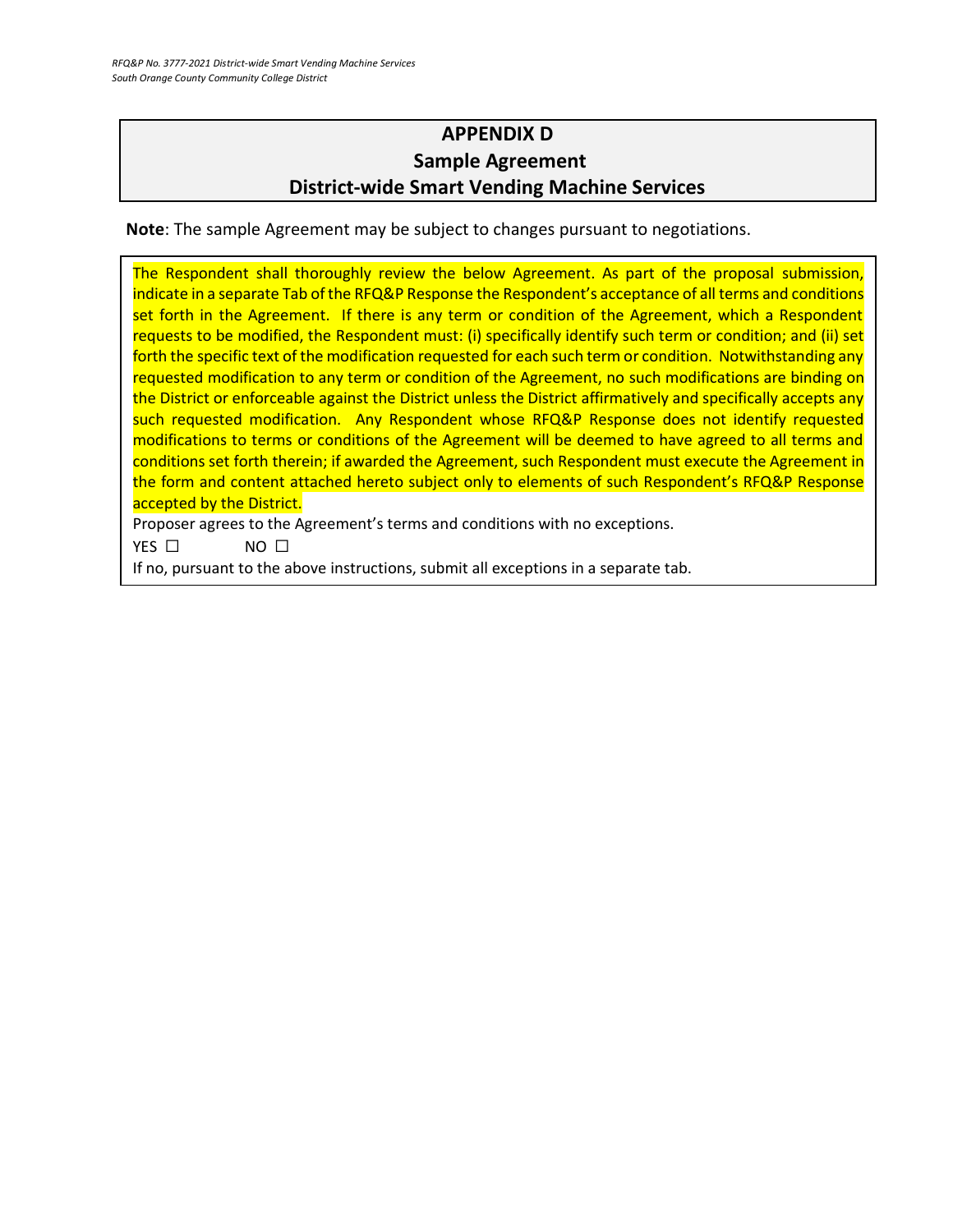# APPENDIX D
## Sample Agreement
## District-wide Smart Vending Machine Services

**Note**: The sample Agreement may be subject to changes pursuant to negotiations.

The Respondent shall thoroughly review the below Agreement. As part of the proposal submission, indicate in a separate Tab of the RFQ&P Response the Respondent's acceptance of all terms and conditions set forth in the Agreement. If there is any term or condition of the Agreement, which a Respondent requests to be modified, the Respondent must: (i) specifically identify such term or condition; and (ii) set forth the specific text of the modification requested for each such term or condition. Notwithstanding any requested modification to any term or condition of the Agreement, no such modifications are binding on the District or enforceable against the District unless the District affirmatively and specifically accepts any such requested modification. Any Respondent whose RFQ&P Response does not identify requested modifications to terms or conditions of the Agreement will be deemed to have agreed to all terms and conditions set forth therein; if awarded the Agreement, such Respondent must execute the Agreement in the form and content attached hereto subject only to elements of such Respondent's RFQ&P Response accepted by the District.

Proposer agrees to the Agreement's terms and conditions with no exceptions.

YES ☐ NO ☐

If no, pursuant to the above instructions, submit all exceptions in a separate tab.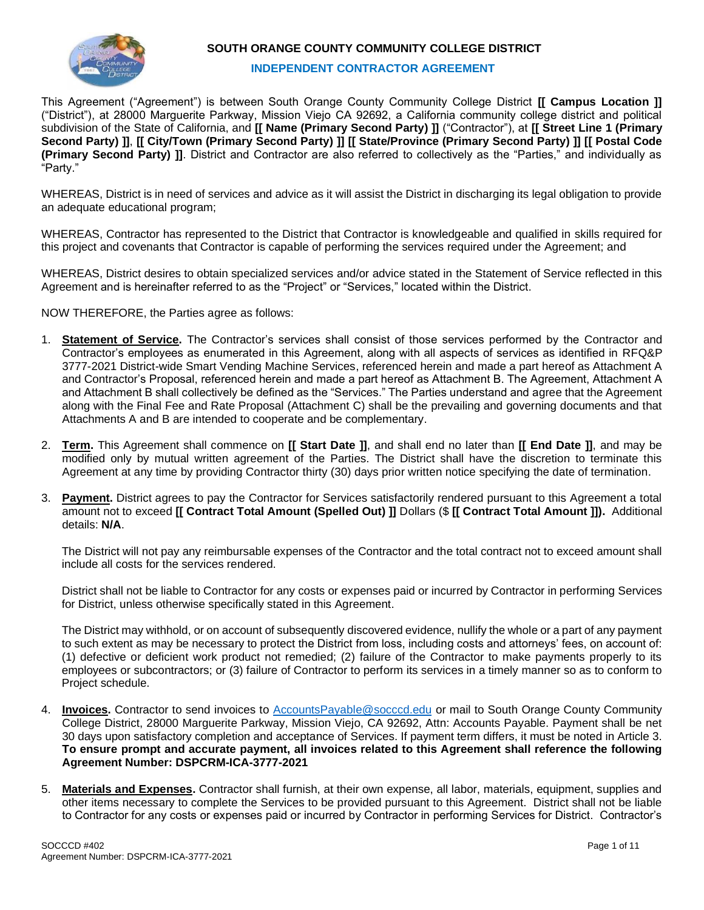**SOUTH ORANGE COUNTY COMMUNITY COLLEGE DISTRICT**

**INDEPENDENT CONTRACTOR AGREEMENT**

This Agreement ("Agreement") is between South Orange County Community College District **[[ Campus Location ]]** ("District"), at 28000 Marguerite Parkway, Mission Viejo CA 92692, a California community college district and political subdivision of the State of California, and **[[ Name (Primary Second Party) ]]** ("Contractor"), at **[[ Street Line 1 (Primary Second Party) ]]**, **[[ City/Town (Primary Second Party) ]] [[ State/Province (Primary Second Party) ]] [[ Postal Code (Primary Second Party) ]]**. District and Contractor are also referred to collectively as the "Parties," and individually as "Party."

WHEREAS, District is in need of services and advice as it will assist the District in discharging its legal obligation to provide an adequate educational program;

WHEREAS, Contractor has represented to the District that Contractor is knowledgeable and qualified in skills required for this project and covenants that Contractor is capable of performing the services required under the Agreement; and

WHEREAS, District desires to obtain specialized services and/or advice stated in the Statement of Service reflected in this Agreement and is hereinafter referred to as the "Project" or "Services," located within the District.

NOW THEREFORE, the Parties agree as follows:

1. **Statement of Service.** The Contractor's services shall consist of those services performed by the Contractor and Contractor's employees as enumerated in this Agreement, along with all aspects of services as identified in RFQ&P 3777-2021 District-wide Smart Vending Machine Services, referenced herein and made a part hereof as Attachment A and Contractor's Proposal, referenced herein and made a part hereof as Attachment B. The Agreement, Attachment A and Attachment B shall collectively be defined as the "Services." The Parties understand and agree that the Agreement along with the Final Fee and Rate Proposal (Attachment C) shall be the prevailing and governing documents and that Attachments A and B are intended to cooperate and be complementary.

2. **Term.** This Agreement shall commence on **[[ Start Date ]]**, and shall end no later than **[[ End Date ]]**, and may be modified only by mutual written agreement of the Parties. The District shall have the discretion to terminate this Agreement at any time by providing Contractor thirty (30) days prior written notice specifying the date of termination.

3. **Payment.** District agrees to pay the Contractor for Services satisfactorily rendered pursuant to this Agreement a total amount not to exceed **[[ Contract Total Amount (Spelled Out) ]]** Dollars ($ **[[ Contract Total Amount ]]).** Additional details: **N/A**.

   The District will not pay any reimbursable expenses of the Contractor and the total contract not to exceed amount shall include all costs for the services rendered.

   District shall not be liable to Contractor for any costs or expenses paid or incurred by Contractor in performing Services for District, unless otherwise specifically stated in this Agreement.

   The District may withhold, or on account of subsequently discovered evidence, nullify the whole or a part of any payment to such extent as may be necessary to protect the District from loss, including costs and attorneys' fees, on account of: (1) defective or deficient work product not remedied; (2) failure of the Contractor to make payments properly to its employees or subcontractors; or (3) failure of Contractor to perform its services in a timely manner so as to conform to Project schedule.

4. **Invoices.** Contractor to send invoices to AccountsPayable@socccd.edu or mail to South Orange County Community College District, 28000 Marguerite Parkway, Mission Viejo, CA 92692, Attn: Accounts Payable. Payment shall be net 30 days upon satisfactory completion and acceptance of Services. If payment term differs, it must be noted in Article 3. **To ensure prompt and accurate payment, all invoices related to this Agreement shall reference the following Agreement Number: DSPCRM-ICA-3777-2021**

5. **Materials and Expenses.** Contractor shall furnish, at their own expense, all labor, materials, equipment, supplies and other items necessary to complete the Services to be provided pursuant to this Agreement. District shall not be liable to Contractor for any costs or expenses paid or incurred by Contractor in performing Services for District. Contractor's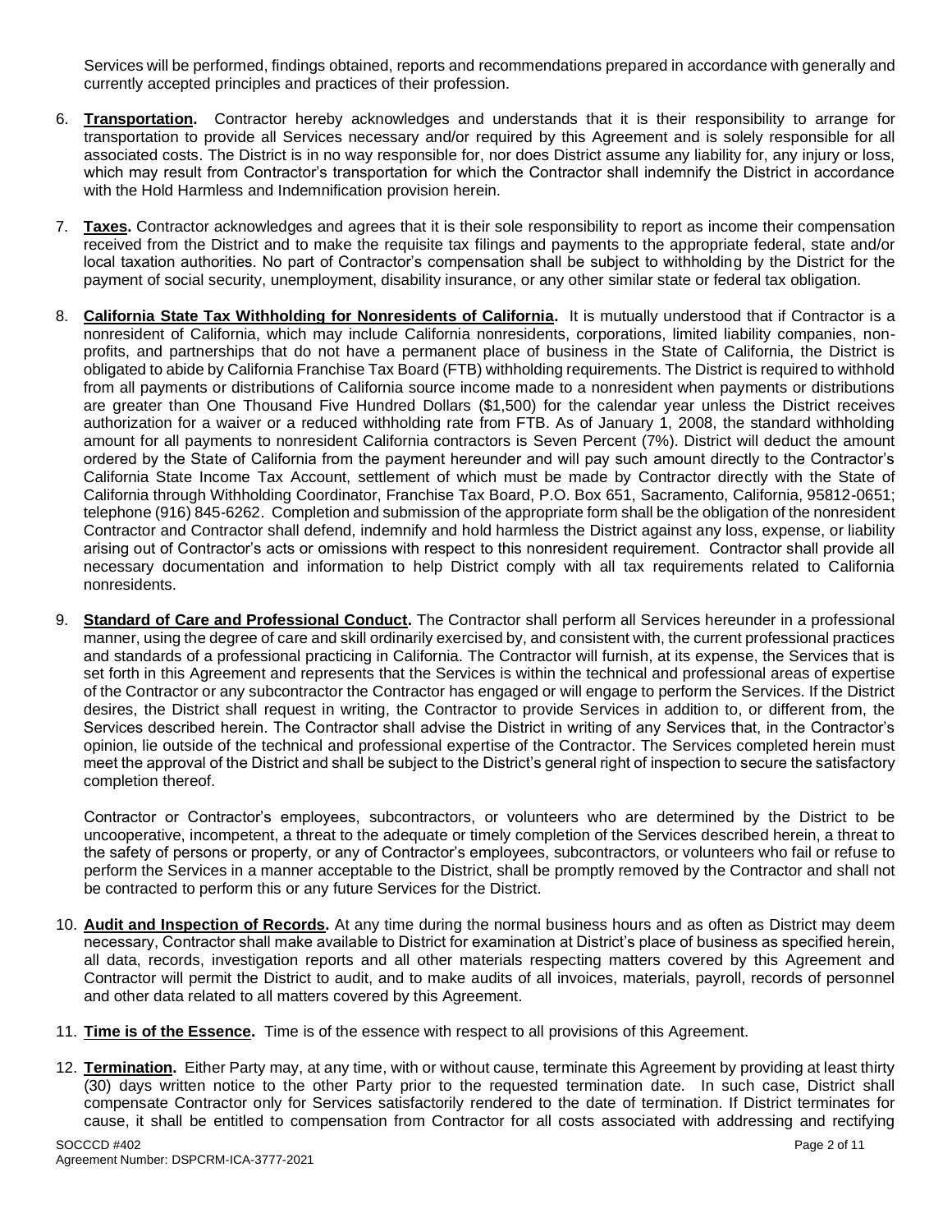Services will be performed, findings obtained, reports and recommendations prepared in accordance with generally and currently accepted principles and practices of their profession.

6. **Transportation.** Contractor hereby acknowledges and understands that it is their responsibility to arrange for transportation to provide all Services necessary and/or required by this Agreement and is solely responsible for all associated costs. The District is in no way responsible for, nor does District assume any liability for, any injury or loss, which may result from Contractor's transportation for which the Contractor shall indemnify the District in accordance with the Hold Harmless and Indemnification provision herein.

7. **Taxes.** Contractor acknowledges and agrees that it is their sole responsibility to report as income their compensation received from the District and to make the requisite tax filings and payments to the appropriate federal, state and/or local taxation authorities. No part of Contractor's compensation shall be subject to withholding by the District for the payment of social security, unemployment, disability insurance, or any other similar state or federal tax obligation.

8. **California State Tax Withholding for Nonresidents of California.** It is mutually understood that if Contractor is a nonresident of California, which may include California nonresidents, corporations, limited liability companies, non-profits, and partnerships that do not have a permanent place of business in the State of California, the District is obligated to abide by California Franchise Tax Board (FTB) withholding requirements. The District is required to withhold from all payments or distributions of California source income made to a nonresident when payments or distributions are greater than One Thousand Five Hundred Dollars ($1,500) for the calendar year unless the District receives authorization for a waiver or a reduced withholding rate from FTB. As of January 1, 2008, the standard withholding amount for all payments to nonresident California contractors is Seven Percent (7%). District will deduct the amount ordered by the State of California from the payment hereunder and will pay such amount directly to the Contractor's California State Income Tax Account, settlement of which must be made by Contractor directly with the State of California through Withholding Coordinator, Franchise Tax Board, P.O. Box 651, Sacramento, California, 95812-0651; telephone (916) 845-6262. Completion and submission of the appropriate form shall be the obligation of the nonresident Contractor and Contractor shall defend, indemnify and hold harmless the District against any loss, expense, or liability arising out of Contractor's acts or omissions with respect to this nonresident requirement. Contractor shall provide all necessary documentation and information to help District comply with all tax requirements related to California nonresidents.

9. **Standard of Care and Professional Conduct.** The Contractor shall perform all Services hereunder in a professional manner, using the degree of care and skill ordinarily exercised by, and consistent with, the current professional practices and standards of a professional practicing in California. The Contractor will furnish, at its expense, the Services that is set forth in this Agreement and represents that the Services is within the technical and professional areas of expertise of the Contractor or any subcontractor the Contractor has engaged or will engage to perform the Services. If the District desires, the District shall request in writing, the Contractor to provide Services in addition to, or different from, the Services described herein. The Contractor shall advise the District in writing of any Services that, in the Contractor's opinion, lie outside of the technical and professional expertise of the Contractor. The Services completed herein must meet the approval of the District and shall be subject to the District's general right of inspection to secure the satisfactory completion thereof.

   Contractor or Contractor's employees, subcontractors, or volunteers who are determined by the District to be uncooperative, incompetent, a threat to the adequate or timely completion of the Services described herein, a threat to the safety of persons or property, or any of Contractor's employees, subcontractors, or volunteers who fail or refuse to perform the Services in a manner acceptable to the District, shall be promptly removed by the Contractor and shall not be contracted to perform this or any future Services for the District.

10. **Audit and Inspection of Records.** At any time during the normal business hours and as often as District may deem necessary, Contractor shall make available to District for examination at District's place of business as specified herein, all data, records, investigation reports and all other materials respecting matters covered by this Agreement and Contractor will permit the District to audit, and to make audits of all invoices, materials, payroll, records of personnel and other data related to all matters covered by this Agreement.

11. **Time is of the Essence.** Time is of the essence with respect to all provisions of this Agreement.

12. **Termination.** Either Party may, at any time, with or without cause, terminate this Agreement by providing at least thirty (30) days written notice to the other Party prior to the requested termination date. In such case, District shall compensate Contractor only for Services satisfactorily rendered to the date of termination. If District terminates for cause, it shall be entitled to compensation from Contractor for all costs associated with addressing and rectifying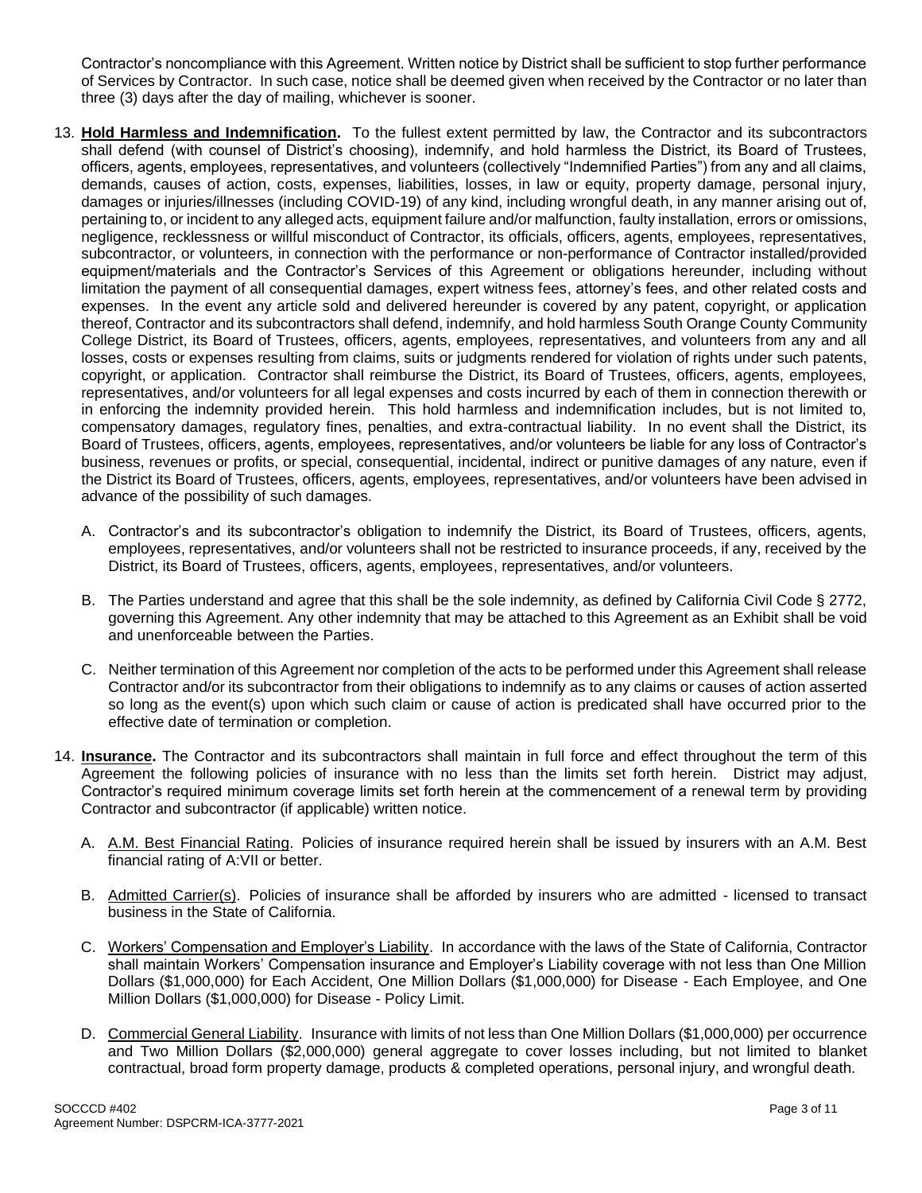Contractor's noncompliance with this Agreement. Written notice by District shall be sufficient to stop further performance of Services by Contractor. In such case, notice shall be deemed given when received by the Contractor or no later than three (3) days after the day of mailing, whichever is sooner.

13. **Hold Harmless and Indemnification.** To the fullest extent permitted by law, the Contractor and its subcontractors shall defend (with counsel of District's choosing), indemnify, and hold harmless the District, its Board of Trustees, officers, agents, employees, representatives, and volunteers (collectively "Indemnified Parties") from any and all claims, demands, causes of action, costs, expenses, liabilities, losses, in law or equity, property damage, personal injury, damages or injuries/illnesses (including COVID-19) of any kind, including wrongful death, in any manner arising out of, pertaining to, or incident to any alleged acts, equipment failure and/or malfunction, faulty installation, errors or omissions, negligence, recklessness or willful misconduct of Contractor, its officials, officers, agents, employees, representatives, subcontractor, or volunteers, in connection with the performance or non-performance of Contractor installed/provided equipment/materials and the Contractor's Services of this Agreement or obligations hereunder, including without limitation the payment of all consequential damages, expert witness fees, attorney's fees, and other related costs and expenses. In the event any article sold and delivered hereunder is covered by any patent, copyright, or application thereof, Contractor and its subcontractors shall defend, indemnify, and hold harmless South Orange County Community College District, its Board of Trustees, officers, agents, employees, representatives, and volunteers from any and all losses, costs or expenses resulting from claims, suits or judgments rendered for violation of rights under such patents, copyright, or application. Contractor shall reimburse the District, its Board of Trustees, officers, agents, employees, representatives, and/or volunteers for all legal expenses and costs incurred by each of them in connection therewith or in enforcing the indemnity provided herein. This hold harmless and indemnification includes, but is not limited to, compensatory damages, regulatory fines, penalties, and extra-contractual liability. In no event shall the District, its Board of Trustees, officers, agents, employees, representatives, and/or volunteers be liable for any loss of Contractor's business, revenues or profits, or special, consequential, incidental, indirect or punitive damages of any nature, even if the District its Board of Trustees, officers, agents, employees, representatives, and/or volunteers have been advised in advance of the possibility of such damages.

    A. Contractor's and its subcontractor's obligation to indemnify the District, its Board of Trustees, officers, agents, employees, representatives, and/or volunteers shall not be restricted to insurance proceeds, if any, received by the District, its Board of Trustees, officers, agents, employees, representatives, and/or volunteers.

    B. The Parties understand and agree that this shall be the sole indemnity, as defined by California Civil Code § 2772, governing this Agreement. Any other indemnity that may be attached to this Agreement as an Exhibit shall be void and unenforceable between the Parties.

    C. Neither termination of this Agreement nor completion of the acts to be performed under this Agreement shall release Contractor and/or its subcontractor from their obligations to indemnify as to any claims or causes of action asserted so long as the event(s) upon which such claim or cause of action is predicated shall have occurred prior to the effective date of termination or completion.

14. **Insurance.** The Contractor and its subcontractors shall maintain in full force and effect throughout the term of this Agreement the following policies of insurance with no less than the limits set forth herein. District may adjust, Contractor's required minimum coverage limits set forth herein at the commencement of a renewal term by providing Contractor and subcontractor (if applicable) written notice.

    A. A.M. Best Financial Rating. Policies of insurance required herein shall be issued by insurers with an A.M. Best financial rating of A:VII or better.

    B. Admitted Carrier(s). Policies of insurance shall be afforded by insurers who are admitted - licensed to transact business in the State of California.

    C. Workers' Compensation and Employer's Liability. In accordance with the laws of the State of California, Contractor shall maintain Workers' Compensation insurance and Employer's Liability coverage with not less than One Million Dollars ($1,000,000) for Each Accident, One Million Dollars ($1,000,000) for Disease - Each Employee, and One Million Dollars ($1,000,000) for Disease - Policy Limit.

    D. Commercial General Liability. Insurance with limits of not less than One Million Dollars ($1,000,000) per occurrence and Two Million Dollars ($2,000,000) general aggregate to cover losses including, but not limited to blanket contractual, broad form property damage, products & completed operations, personal injury, and wrongful death.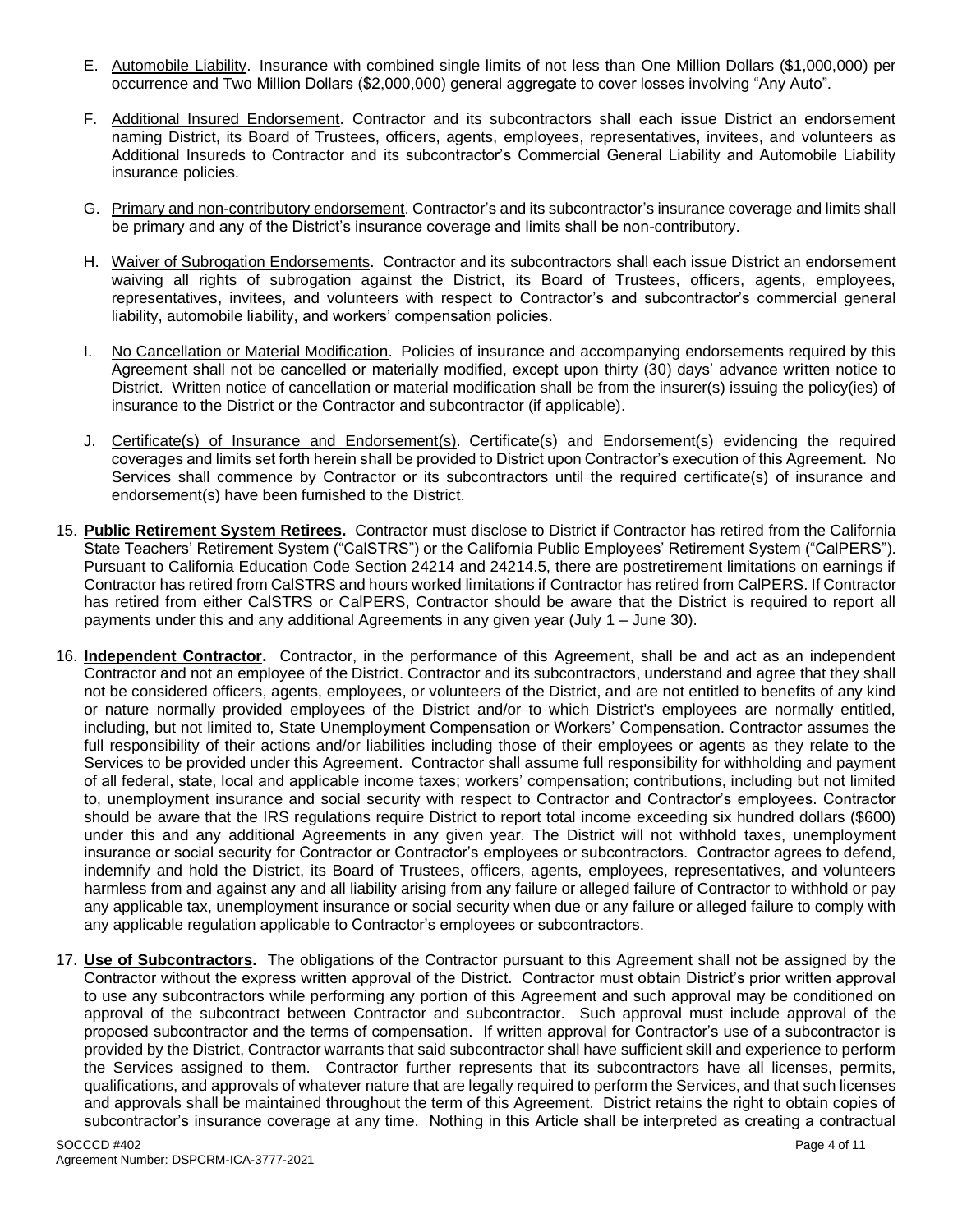E. <u>Automobile Liability</u>. Insurance with combined single limits of not less than One Million Dollars ($1,000,000) per occurrence and Two Million Dollars ($2,000,000) general aggregate to cover losses involving "Any Auto".

F. <u>Additional Insured Endorsement</u>. Contractor and its subcontractors shall each issue District an endorsement naming District, its Board of Trustees, officers, agents, employees, representatives, invitees, and volunteers as Additional Insureds to Contractor and its subcontractor's Commercial General Liability and Automobile Liability insurance policies.

G. <u>Primary and non-contributory endorsement</u>. Contractor's and its subcontractor's insurance coverage and limits shall be primary and any of the District's insurance coverage and limits shall be non-contributory.

H. <u>Waiver of Subrogation Endorsements</u>. Contractor and its subcontractors shall each issue District an endorsement waiving all rights of subrogation against the District, its Board of Trustees, officers, agents, employees, representatives, invitees, and volunteers with respect to Contractor's and subcontractor's commercial general liability, automobile liability, and workers' compensation policies.

I. <u>No Cancellation or Material Modification</u>. Policies of insurance and accompanying endorsements required by this Agreement shall not be cancelled or materially modified, except upon thirty (30) days' advance written notice to District. Written notice of cancellation or material modification shall be from the insurer(s) issuing the policy(ies) of insurance to the District or the Contractor and subcontractor (if applicable).

J. <u>Certificate(s) of Insurance and Endorsement(s)</u>. Certificate(s) and Endorsement(s) evidencing the required coverages and limits set forth herein shall be provided to District upon Contractor's execution of this Agreement. No Services shall commence by Contractor or its subcontractors until the required certificate(s) of insurance and endorsement(s) have been furnished to the District.

15. **<u>Public Retirement System Retirees</u>.** Contractor must disclose to District if Contractor has retired from the California State Teachers' Retirement System ("CalSTRS") or the California Public Employees' Retirement System ("CalPERS"). Pursuant to California Education Code Section 24214 and 24214.5, there are postretirement limitations on earnings if Contractor has retired from CalSTRS and hours worked limitations if Contractor has retired from CalPERS. If Contractor has retired from either CalSTRS or CalPERS, Contractor should be aware that the District is required to report all payments under this and any additional Agreements in any given year (July 1 – June 30).

16. **<u>Independent Contractor</u>.** Contractor, in the performance of this Agreement, shall be and act as an independent Contractor and not an employee of the District. Contractor and its subcontractors, understand and agree that they shall not be considered officers, agents, employees, or volunteers of the District, and are not entitled to benefits of any kind or nature normally provided employees of the District and/or to which District's employees are normally entitled, including, but not limited to, State Unemployment Compensation or Workers' Compensation. Contractor assumes the full responsibility of their actions and/or liabilities including those of their employees or agents as they relate to the Services to be provided under this Agreement. Contractor shall assume full responsibility for withholding and payment of all federal, state, local and applicable income taxes; workers' compensation; contributions, including but not limited to, unemployment insurance and social security with respect to Contractor and Contractor's employees. Contractor should be aware that the IRS regulations require District to report total income exceeding six hundred dollars ($600) under this and any additional Agreements in any given year. The District will not withhold taxes, unemployment insurance or social security for Contractor or Contractor's employees or subcontractors. Contractor agrees to defend, indemnify and hold the District, its Board of Trustees, officers, agents, employees, representatives, and volunteers harmless from and against any and all liability arising from any failure or alleged failure of Contractor to withhold or pay any applicable tax, unemployment insurance or social security when due or any failure or alleged failure to comply with any applicable regulation applicable to Contractor's employees or subcontractors.

17. **<u>Use of Subcontractors</u>.** The obligations of the Contractor pursuant to this Agreement shall not be assigned by the Contractor without the express written approval of the District. Contractor must obtain District's prior written approval to use any subcontractors while performing any portion of this Agreement and such approval may be conditioned on approval of the subcontract between Contractor and subcontractor. Such approval must include approval of the proposed subcontractor and the terms of compensation. If written approval for Contractor's use of a subcontractor is provided by the District, Contractor warrants that said subcontractor shall have sufficient skill and experience to perform the Services assigned to them. Contractor further represents that its subcontractors have all licenses, permits, qualifications, and approvals of whatever nature that are legally required to perform the Services, and that such licenses and approvals shall be maintained throughout the term of this Agreement. District retains the right to obtain copies of subcontractor's insurance coverage at any time. Nothing in this Article shall be interpreted as creating a contractual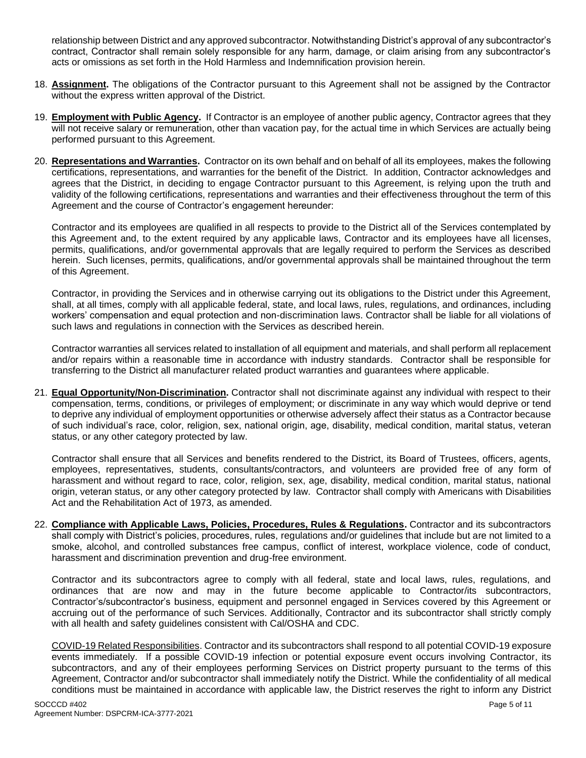relationship between District and any approved subcontractor. Notwithstanding District's approval of any subcontractor's contract, Contractor shall remain solely responsible for any harm, damage, or claim arising from any subcontractor's acts or omissions as set forth in the Hold Harmless and Indemnification provision herein.

18. **Assignment.** The obligations of the Contractor pursuant to this Agreement shall not be assigned by the Contractor without the express written approval of the District.

19. **Employment with Public Agency.** If Contractor is an employee of another public agency, Contractor agrees that they will not receive salary or remuneration, other than vacation pay, for the actual time in which Services are actually being performed pursuant to this Agreement.

20. **Representations and Warranties.** Contractor on its own behalf and on behalf of all its employees, makes the following certifications, representations, and warranties for the benefit of the District. In addition, Contractor acknowledges and agrees that the District, in deciding to engage Contractor pursuant to this Agreement, is relying upon the truth and validity of the following certifications, representations and warranties and their effectiveness throughout the term of this Agreement and the course of Contractor's engagement hereunder:

    Contractor and its employees are qualified in all respects to provide to the District all of the Services contemplated by this Agreement and, to the extent required by any applicable laws, Contractor and its employees have all licenses, permits, qualifications, and/or governmental approvals that are legally required to perform the Services as described herein. Such licenses, permits, qualifications, and/or governmental approvals shall be maintained throughout the term of this Agreement.

    Contractor, in providing the Services and in otherwise carrying out its obligations to the District under this Agreement, shall, at all times, comply with all applicable federal, state, and local laws, rules, regulations, and ordinances, including workers' compensation and equal protection and non-discrimination laws. Contractor shall be liable for all violations of such laws and regulations in connection with the Services as described herein.

    Contractor warranties all services related to installation of all equipment and materials, and shall perform all replacement and/or repairs within a reasonable time in accordance with industry standards. Contractor shall be responsible for transferring to the District all manufacturer related product warranties and guarantees where applicable.

21. **Equal Opportunity/Non-Discrimination.** Contractor shall not discriminate against any individual with respect to their compensation, terms, conditions, or privileges of employment; or discriminate in any way which would deprive or tend to deprive any individual of employment opportunities or otherwise adversely affect their status as a Contractor because of such individual's race, color, religion, sex, national origin, age, disability, medical condition, marital status, veteran status, or any other category protected by law.

    Contractor shall ensure that all Services and benefits rendered to the District, its Board of Trustees, officers, agents, employees, representatives, students, consultants/contractors, and volunteers are provided free of any form of harassment and without regard to race, color, religion, sex, age, disability, medical condition, marital status, national origin, veteran status, or any other category protected by law. Contractor shall comply with Americans with Disabilities Act and the Rehabilitation Act of 1973, as amended.

22. **Compliance with Applicable Laws, Policies, Procedures, Rules & Regulations.** Contractor and its subcontractors shall comply with District's policies, procedures, rules, regulations and/or guidelines that include but are not limited to a smoke, alcohol, and controlled substances free campus, conflict of interest, workplace violence, code of conduct, harassment and discrimination prevention and drug-free environment.

    Contractor and its subcontractors agree to comply with all federal, state and local laws, rules, regulations, and ordinances that are now and may in the future become applicable to Contractor/its subcontractors, Contractor's/subcontractor's business, equipment and personnel engaged in Services covered by this Agreement or accruing out of the performance of such Services. Additionally, Contractor and its subcontractor shall strictly comply with all health and safety guidelines consistent with Cal/OSHA and CDC.

    COVID-19 Related Responsibilities. Contractor and its subcontractors shall respond to all potential COVID-19 exposure events immediately. If a possible COVID-19 infection or potential exposure event occurs involving Contractor, its subcontractors, and any of their employees performing Services on District property pursuant to the terms of this Agreement, Contractor and/or subcontractor shall immediately notify the District. While the confidentiality of all medical conditions must be maintained in accordance with applicable law, the District reserves the right to inform any District

SOCCCD #402
Agreement Number: DSPCRM-ICA-3777-2021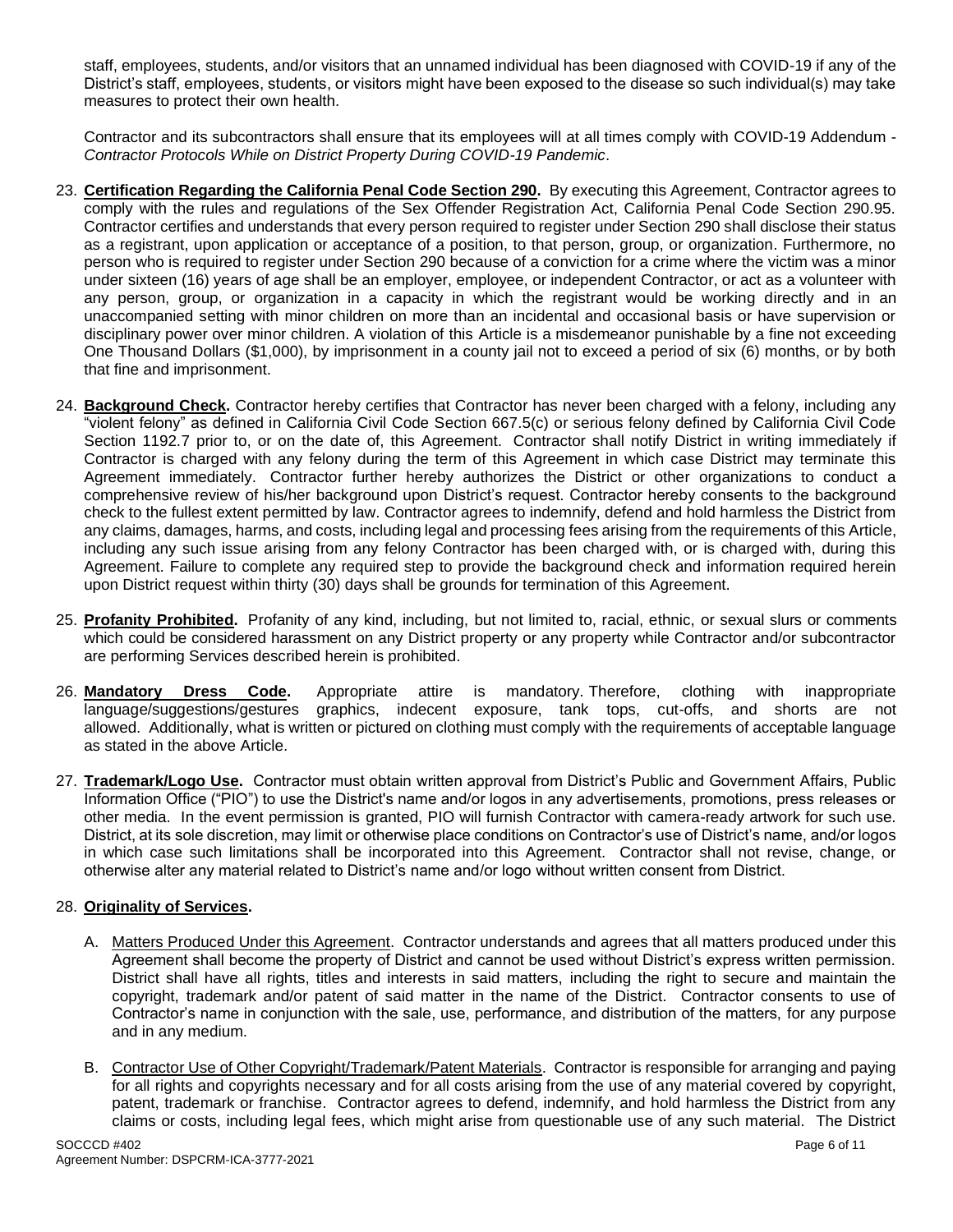staff, employees, students, and/or visitors that an unnamed individual has been diagnosed with COVID-19 if any of the District's staff, employees, students, or visitors might have been exposed to the disease so such individual(s) may take measures to protect their own health.

Contractor and its subcontractors shall ensure that its employees will at all times comply with COVID-19 Addendum - *Contractor Protocols While on District Property During COVID-19 Pandemic*.

23. **Certification Regarding the California Penal Code Section 290.** By executing this Agreement, Contractor agrees to comply with the rules and regulations of the Sex Offender Registration Act, California Penal Code Section 290.95. Contractor certifies and understands that every person required to register under Section 290 shall disclose their status as a registrant, upon application or acceptance of a position, to that person, group, or organization. Furthermore, no person who is required to register under Section 290 because of a conviction for a crime where the victim was a minor under sixteen (16) years of age shall be an employer, employee, or independent Contractor, or act as a volunteer with any person, group, or organization in a capacity in which the registrant would be working directly and in an unaccompanied setting with minor children on more than an incidental and occasional basis or have supervision or disciplinary power over minor children. A violation of this Article is a misdemeanor punishable by a fine not exceeding One Thousand Dollars ($1,000), by imprisonment in a county jail not to exceed a period of six (6) months, or by both that fine and imprisonment.

24. **Background Check.** Contractor hereby certifies that Contractor has never been charged with a felony, including any "violent felony" as defined in California Civil Code Section 667.5(c) or serious felony defined by California Civil Code Section 1192.7 prior to, or on the date of, this Agreement. Contractor shall notify District in writing immediately if Contractor is charged with any felony during the term of this Agreement in which case District may terminate this Agreement immediately. Contractor further hereby authorizes the District or other organizations to conduct a comprehensive review of his/her background upon District's request. Contractor hereby consents to the background check to the fullest extent permitted by law. Contractor agrees to indemnify, defend and hold harmless the District from any claims, damages, harms, and costs, including legal and processing fees arising from the requirements of this Article, including any such issue arising from any felony Contractor has been charged with, or is charged with, during this Agreement. Failure to complete any required step to provide the background check and information required herein upon District request within thirty (30) days shall be grounds for termination of this Agreement.

25. **Profanity Prohibited.** Profanity of any kind, including, but not limited to, racial, ethnic, or sexual slurs or comments which could be considered harassment on any District property or any property while Contractor and/or subcontractor are performing Services described herein is prohibited.

26. **Mandatory Dress Code.** Appropriate attire is mandatory. Therefore, clothing with inappropriate language/suggestions/gestures graphics, indecent exposure, tank tops, cut-offs, and shorts are not allowed. Additionally, what is written or pictured on clothing must comply with the requirements of acceptable language as stated in the above Article.

27. **Trademark/Logo Use.** Contractor must obtain written approval from District's Public and Government Affairs, Public Information Office ("PIO") to use the District's name and/or logos in any advertisements, promotions, press releases or other media. In the event permission is granted, PIO will furnish Contractor with camera-ready artwork for such use. District, at its sole discretion, may limit or otherwise place conditions on Contractor's use of District's name, and/or logos in which case such limitations shall be incorporated into this Agreement. Contractor shall not revise, change, or otherwise alter any material related to District's name and/or logo without written consent from District.

28. **Originality of Services.**

    A. Matters Produced Under this Agreement. Contractor understands and agrees that all matters produced under this Agreement shall become the property of District and cannot be used without District's express written permission. District shall have all rights, titles and interests in said matters, including the right to secure and maintain the copyright, trademark and/or patent of said matter in the name of the District. Contractor consents to use of Contractor's name in conjunction with the sale, use, performance, and distribution of the matters, for any purpose and in any medium.

    B. Contractor Use of Other Copyright/Trademark/Patent Materials. Contractor is responsible for arranging and paying for all rights and copyrights necessary and for all costs arising from the use of any material covered by copyright, patent, trademark or franchise. Contractor agrees to defend, indemnify, and hold harmless the District from any claims or costs, including legal fees, which might arise from questionable use of any such material. The District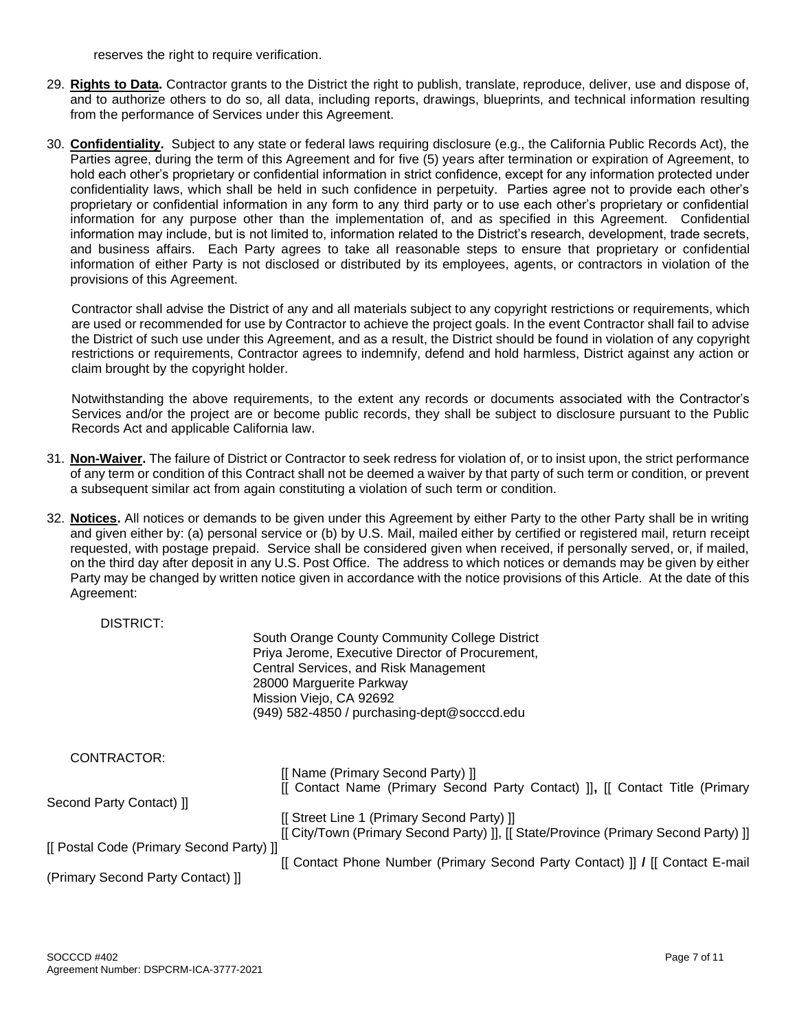reserves the right to require verification.

29. **Rights to Data.** Contractor grants to the District the right to publish, translate, reproduce, deliver, use and dispose of, and to authorize others to do so, all data, including reports, drawings, blueprints, and technical information resulting from the performance of Services under this Agreement.

30. **Confidentiality.** Subject to any state or federal laws requiring disclosure (e.g., the California Public Records Act), the Parties agree, during the term of this Agreement and for five (5) years after termination or expiration of Agreement, to hold each other's proprietary or confidential information in strict confidence, except for any information protected under confidentiality laws, which shall be held in such confidence in perpetuity. Parties agree not to provide each other's proprietary or confidential information in any form to any third party or to use each other's proprietary or confidential information for any purpose other than the implementation of, and as specified in this Agreement. Confidential information may include, but is not limited to, information related to the District's research, development, trade secrets, and business affairs. Each Party agrees to take all reasonable steps to ensure that proprietary or confidential information of either Party is not disclosed or distributed by its employees, agents, or contractors in violation of the provisions of this Agreement.

    Contractor shall advise the District of any and all materials subject to any copyright restrictions or requirements, which are used or recommended for use by Contractor to achieve the project goals. In the event Contractor shall fail to advise the District of such use under this Agreement, and as a result, the District should be found in violation of any copyright restrictions or requirements, Contractor agrees to indemnify, defend and hold harmless, District against any action or claim brought by the copyright holder.

    Notwithstanding the above requirements, to the extent any records or documents associated with the Contractor's Services and/or the project are or become public records, they shall be subject to disclosure pursuant to the Public Records Act and applicable California law.

31. **Non-Waiver.** The failure of District or Contractor to seek redress for violation of, or to insist upon, the strict performance of any term or condition of this Contract shall not be deemed a waiver by that party of such term or condition, or prevent a subsequent similar act from again constituting a violation of such term or condition.

32. **Notices.** All notices or demands to be given under this Agreement by either Party to the other Party shall be in writing and given either by: (a) personal service or (b) by U.S. Mail, mailed either by certified or registered mail, return receipt requested, with postage prepaid. Service shall be considered given when received, if personally served, or, if mailed, on the third day after deposit in any U.S. Post Office. The address to which notices or demands may be given by either Party may be changed by written notice given in accordance with the notice provisions of this Article. At the date of this Agreement:

DISTRICT:

South Orange County Community College District
Priya Jerome, Executive Director of Procurement,
Central Services, and Risk Management
28000 Marguerite Parkway
Mission Viejo, CA 92692
(949) 582-4850 / purchasing-dept@socccd.edu

CONTRACTOR:

[[ Name (Primary Second Party) ]]
[[ Contact Name (Primary Second Party Contact) ]], [[ Contact Title (Primary Second Party Contact) ]]
[[ Street Line 1 (Primary Second Party) ]]
[[ City/Town (Primary Second Party) ]], [[ State/Province (Primary Second Party) ]] [[ Postal Code (Primary Second Party) ]]
[[ Contact Phone Number (Primary Second Party Contact) ]] / [[ Contact E-mail (Primary Second Party Contact) ]]

SOCCCD #402
Agreement Number: DSPCRM-ICA-3777-2021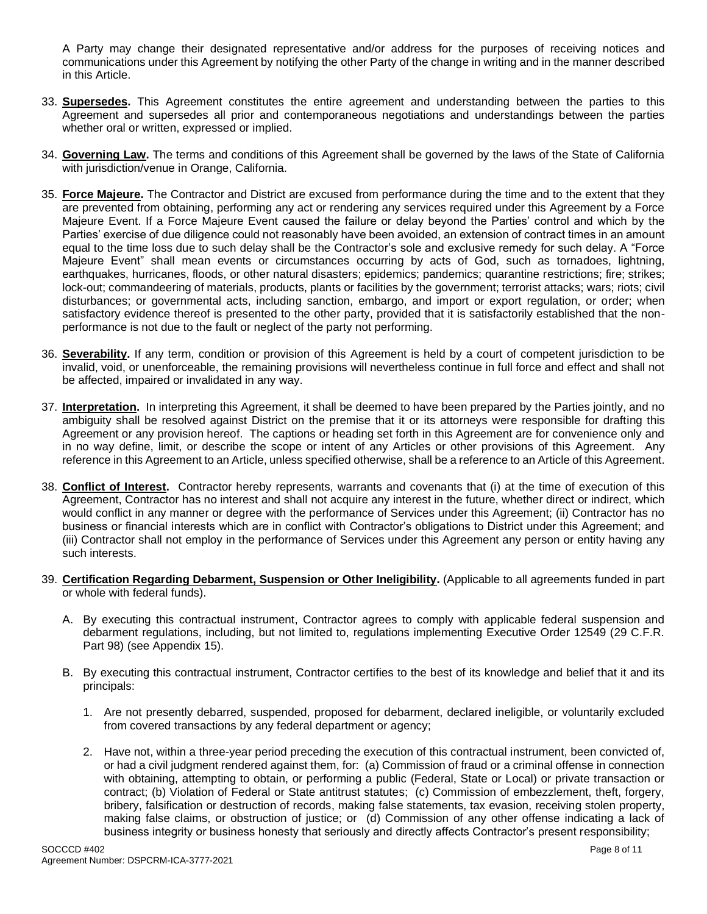A Party may change their designated representative and/or address for the purposes of receiving notices and communications under this Agreement by notifying the other Party of the change in writing and in the manner described in this Article.

33. **Supersedes.** This Agreement constitutes the entire agreement and understanding between the parties to this Agreement and supersedes all prior and contemporaneous negotiations and understandings between the parties whether oral or written, expressed or implied.

34. **Governing Law.** The terms and conditions of this Agreement shall be governed by the laws of the State of California with jurisdiction/venue in Orange, California.

35. **Force Majeure.** The Contractor and District are excused from performance during the time and to the extent that they are prevented from obtaining, performing any act or rendering any services required under this Agreement by a Force Majeure Event. If a Force Majeure Event caused the failure or delay beyond the Parties' control and which by the Parties' exercise of due diligence could not reasonably have been avoided, an extension of contract times in an amount equal to the time loss due to such delay shall be the Contractor's sole and exclusive remedy for such delay. A "Force Majeure Event" shall mean events or circumstances occurring by acts of God, such as tornadoes, lightning, earthquakes, hurricanes, floods, or other natural disasters; epidemics; pandemics; quarantine restrictions; fire; strikes; lock-out; commandeering of materials, products, plants or facilities by the government; terrorist attacks; wars; riots; civil disturbances; or governmental acts, including sanction, embargo, and import or export regulation, or order; when satisfactory evidence thereof is presented to the other party, provided that it is satisfactorily established that the non-performance is not due to the fault or neglect of the party not performing.

36. **Severability.** If any term, condition or provision of this Agreement is held by a court of competent jurisdiction to be invalid, void, or unenforceable, the remaining provisions will nevertheless continue in full force and effect and shall not be affected, impaired or invalidated in any way.

37. **Interpretation.** In interpreting this Agreement, it shall be deemed to have been prepared by the Parties jointly, and no ambiguity shall be resolved against District on the premise that it or its attorneys were responsible for drafting this Agreement or any provision hereof. The captions or heading set forth in this Agreement are for convenience only and in no way define, limit, or describe the scope or intent of any Articles or other provisions of this Agreement. Any reference in this Agreement to an Article, unless specified otherwise, shall be a reference to an Article of this Agreement.

38. **Conflict of Interest.** Contractor hereby represents, warrants and covenants that (i) at the time of execution of this Agreement, Contractor has no interest and shall not acquire any interest in the future, whether direct or indirect, which would conflict in any manner or degree with the performance of Services under this Agreement; (ii) Contractor has no business or financial interests which are in conflict with Contractor's obligations to District under this Agreement; and (iii) Contractor shall not employ in the performance of Services under this Agreement any person or entity having any such interests.

39. **Certification Regarding Debarment, Suspension or Other Ineligibility.** (Applicable to all agreements funded in part or whole with federal funds).

    A. By executing this contractual instrument, Contractor agrees to comply with applicable federal suspension and debarment regulations, including, but not limited to, regulations implementing Executive Order 12549 (29 C.F.R. Part 98) (see Appendix 15).

    B. By executing this contractual instrument, Contractor certifies to the best of its knowledge and belief that it and its principals:

        1. Are not presently debarred, suspended, proposed for debarment, declared ineligible, or voluntarily excluded from covered transactions by any federal department or agency;

        2. Have not, within a three-year period preceding the execution of this contractual instrument, been convicted of, or had a civil judgment rendered against them, for: (a) Commission of fraud or a criminal offense in connection with obtaining, attempting to obtain, or performing a public (Federal, State or Local) or private transaction or contract; (b) Violation of Federal or State antitrust statutes; (c) Commission of embezzlement, theft, forgery, bribery, falsification or destruction of records, making false statements, tax evasion, receiving stolen property, making false claims, or obstruction of justice; or (d) Commission of any other offense indicating a lack of business integrity or business honesty that seriously and directly affects Contractor's present responsibility;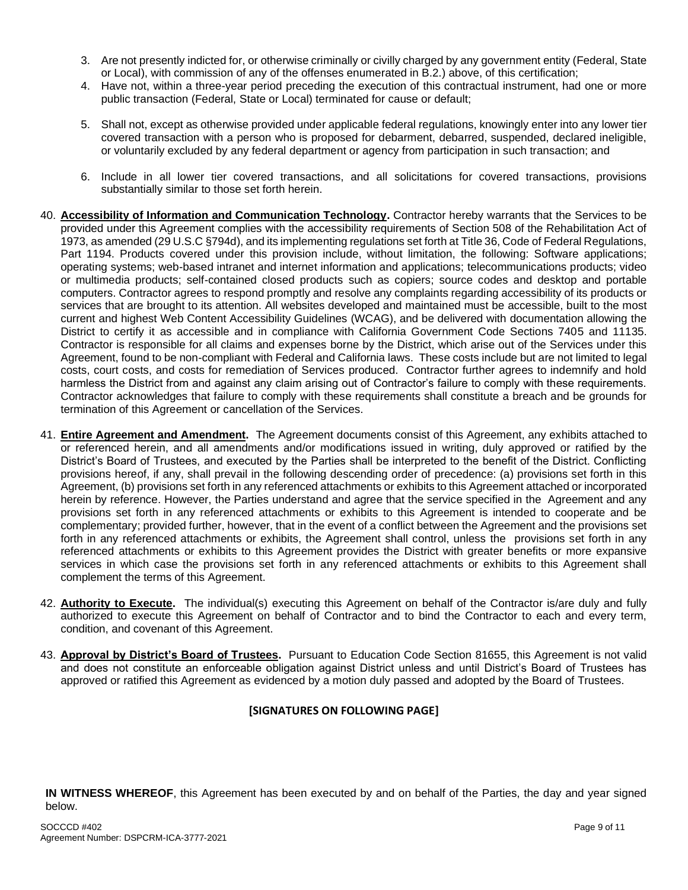3. Are not presently indicted for, or otherwise criminally or civilly charged by any government entity (Federal, State or Local), with commission of any of the offenses enumerated in B.2.) above, of this certification;
4. Have not, within a three-year period preceding the execution of this contractual instrument, had one or more public transaction (Federal, State or Local) terminated for cause or default;
5. Shall not, except as otherwise provided under applicable federal regulations, knowingly enter into any lower tier covered transaction with a person who is proposed for debarment, debarred, suspended, declared ineligible, or voluntarily excluded by any federal department or agency from participation in such transaction; and
6. Include in all lower tier covered transactions, and all solicitations for covered transactions, provisions substantially similar to those set forth herein.

40. **Accessibility of Information and Communication Technology.** Contractor hereby warrants that the Services to be provided under this Agreement complies with the accessibility requirements of Section 508 of the Rehabilitation Act of 1973, as amended (29 U.S.C §794d), and its implementing regulations set forth at Title 36, Code of Federal Regulations, Part 1194. Products covered under this provision include, without limitation, the following: Software applications; operating systems; web-based intranet and internet information and applications; telecommunications products; video or multimedia products; self-contained closed products such as copiers; source codes and desktop and portable computers. Contractor agrees to respond promptly and resolve any complaints regarding accessibility of its products or services that are brought to its attention. All websites developed and maintained must be accessible, built to the most current and highest Web Content Accessibility Guidelines (WCAG), and be delivered with documentation allowing the District to certify it as accessible and in compliance with California Government Code Sections 7405 and 11135. Contractor is responsible for all claims and expenses borne by the District, which arise out of the Services under this Agreement, found to be non-compliant with Federal and California laws. These costs include but are not limited to legal costs, court costs, and costs for remediation of Services produced. Contractor further agrees to indemnify and hold harmless the District from and against any claim arising out of Contractor's failure to comply with these requirements. Contractor acknowledges that failure to comply with these requirements shall constitute a breach and be grounds for termination of this Agreement or cancellation of the Services.

41. **Entire Agreement and Amendment.** The Agreement documents consist of this Agreement, any exhibits attached to or referenced herein, and all amendments and/or modifications issued in writing, duly approved or ratified by the District's Board of Trustees, and executed by the Parties shall be interpreted to the benefit of the District. Conflicting provisions hereof, if any, shall prevail in the following descending order of precedence: (a) provisions set forth in this Agreement, (b) provisions set forth in any referenced attachments or exhibits to this Agreement attached or incorporated herein by reference. However, the Parties understand and agree that the service specified in the Agreement and any provisions set forth in any referenced attachments or exhibits to this Agreement is intended to cooperate and be complementary; provided further, however, that in the event of a conflict between the Agreement and the provisions set forth in any referenced attachments or exhibits, the Agreement shall control, unless the provisions set forth in any referenced attachments or exhibits to this Agreement provides the District with greater benefits or more expansive services in which case the provisions set forth in any referenced attachments or exhibits to this Agreement shall complement the terms of this Agreement.

42. **Authority to Execute.** The individual(s) executing this Agreement on behalf of the Contractor is/are duly and fully authorized to execute this Agreement on behalf of Contractor and to bind the Contractor to each and every term, condition, and covenant of this Agreement.

43. **Approval by District's Board of Trustees.** Pursuant to Education Code Section 81655, this Agreement is not valid and does not constitute an enforceable obligation against District unless and until District's Board of Trustees has approved or ratified this Agreement as evidenced by a motion duly passed and adopted by the Board of Trustees.

**[SIGNATURES ON FOLLOWING PAGE]**

**IN WITNESS WHEREOF**, this Agreement has been executed by and on behalf of the Parties, the day and year signed below.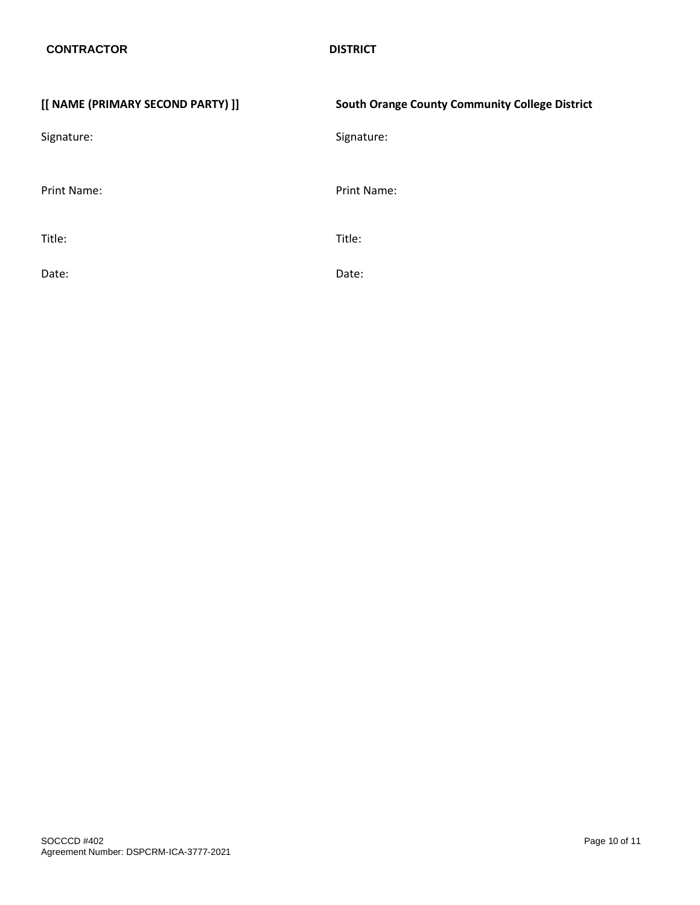| **CONTRACTOR** | **DISTRICT** |
|---|---|
| **[[ NAME (PRIMARY SECOND PARTY) ]]** | **South Orange County Community College District** |
| Signature: | Signature: |
| Print Name: | Print Name: |
| Title: | Title: |
| Date: | Date: |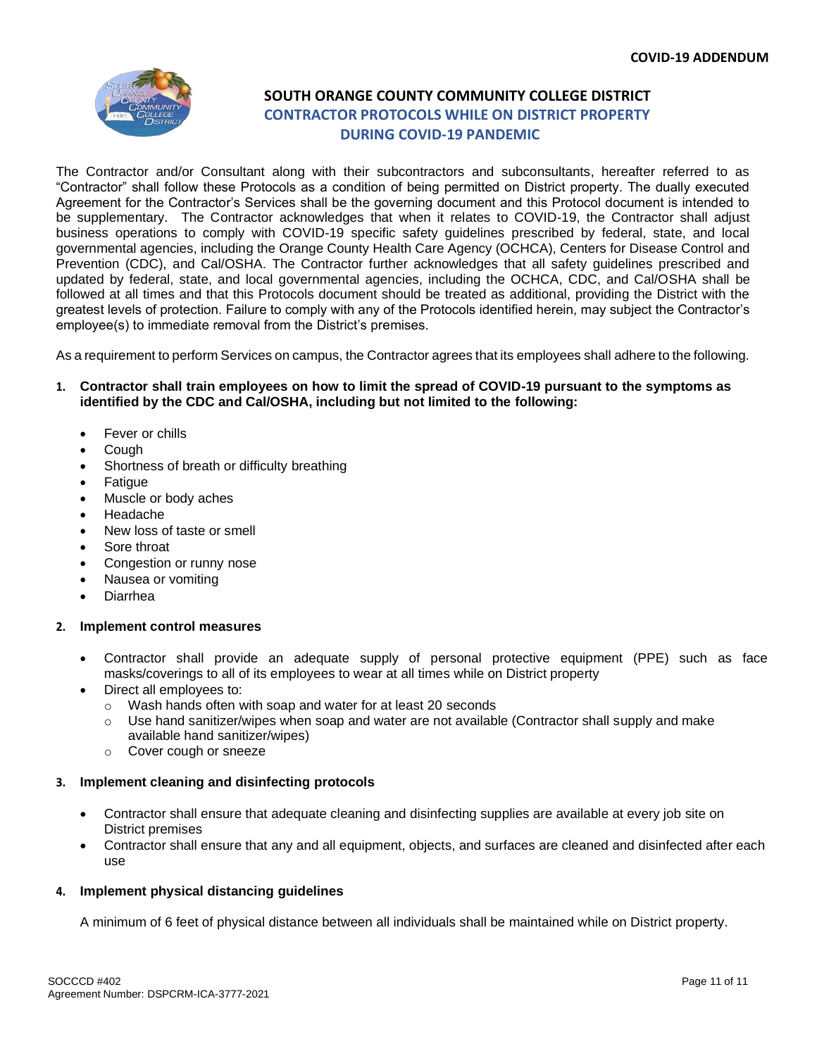**COVID-19 ADDENDUM**

# SOUTH ORANGE COUNTY COMMUNITY COLLEGE DISTRICT

## CONTRACTOR PROTOCOLS WHILE ON DISTRICT PROPERTY DURING COVID-19 PANDEMIC

The Contractor and/or Consultant along with their subcontractors and subconsultants, hereafter referred to as "Contractor" shall follow these Protocols as a condition of being permitted on District property. The dually executed Agreement for the Contractor's Services shall be the governing document and this Protocol document is intended to be supplementary. The Contractor acknowledges that when it relates to COVID-19, the Contractor shall adjust business operations to comply with COVID-19 specific safety guidelines prescribed by federal, state, and local governmental agencies, including the Orange County Health Care Agency (OCHCA), Centers for Disease Control and Prevention (CDC), and Cal/OSHA. The Contractor further acknowledges that all safety guidelines prescribed and updated by federal, state, and local governmental agencies, including the OCHCA, CDC, and Cal/OSHA shall be followed at all times and that this Protocols document should be treated as additional, providing the District with the greatest levels of protection. Failure to comply with any of the Protocols identified herein, may subject the Contractor's employee(s) to immediate removal from the District's premises.

As a requirement to perform Services on campus, the Contractor agrees that its employees shall adhere to the following.

**1. Contractor shall train employees on how to limit the spread of COVID-19 pursuant to the symptoms as identified by the CDC and Cal/OSHA, including but not limited to the following:**

- Fever or chills
- Cough
- Shortness of breath or difficulty breathing
- Fatigue
- Muscle or body aches
- Headache
- New loss of taste or smell
- Sore throat
- Congestion or runny nose
- Nausea or vomiting
- Diarrhea

**2. Implement control measures**

- Contractor shall provide an adequate supply of personal protective equipment (PPE) such as face masks/coverings to all of its employees to wear at all times while on District property
- Direct all employees to:
  - Wash hands often with soap and water for at least 20 seconds
  - Use hand sanitizer/wipes when soap and water are not available (Contractor shall supply and make available hand sanitizer/wipes)
  - Cover cough or sneeze

**3. Implement cleaning and disinfecting protocols**

- Contractor shall ensure that adequate cleaning and disinfecting supplies are available at every job site on District premises
- Contractor shall ensure that any and all equipment, objects, and surfaces are cleaned and disinfected after each use

**4. Implement physical distancing guidelines**

A minimum of 6 feet of physical distance between all individuals shall be maintained while on District property.

SOCCCD #402
Agreement Number: DSPCRM-ICA-3777-2021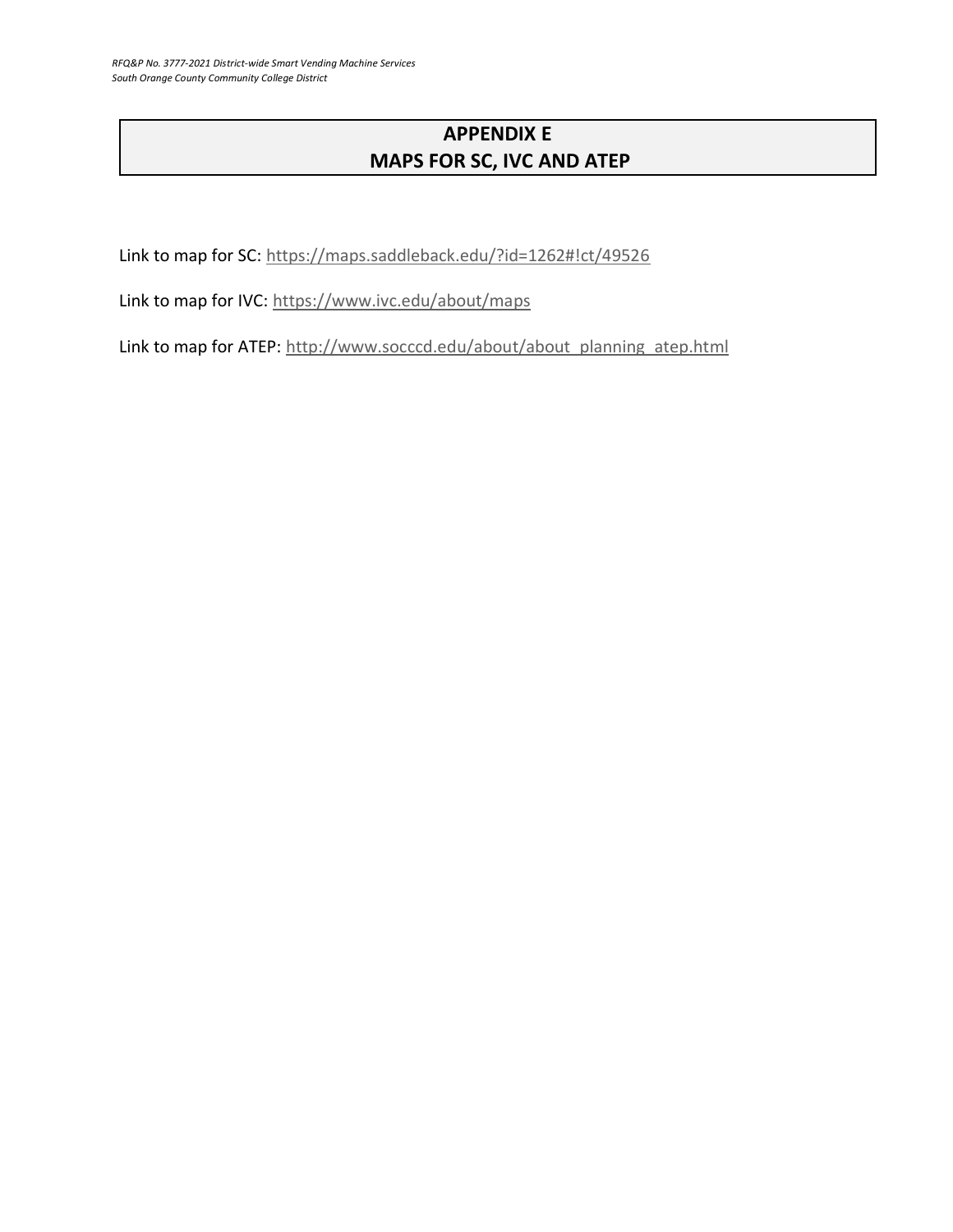# APPENDIX E
# MAPS FOR SC, IVC AND ATEP

Link to map for SC: https://maps.saddleback.edu/?id=1262#!ct/49526

Link to map for IVC: https://www.ivc.edu/about/maps

Link to map for ATEP: http://www.socccd.edu/about/about_planning_atep.html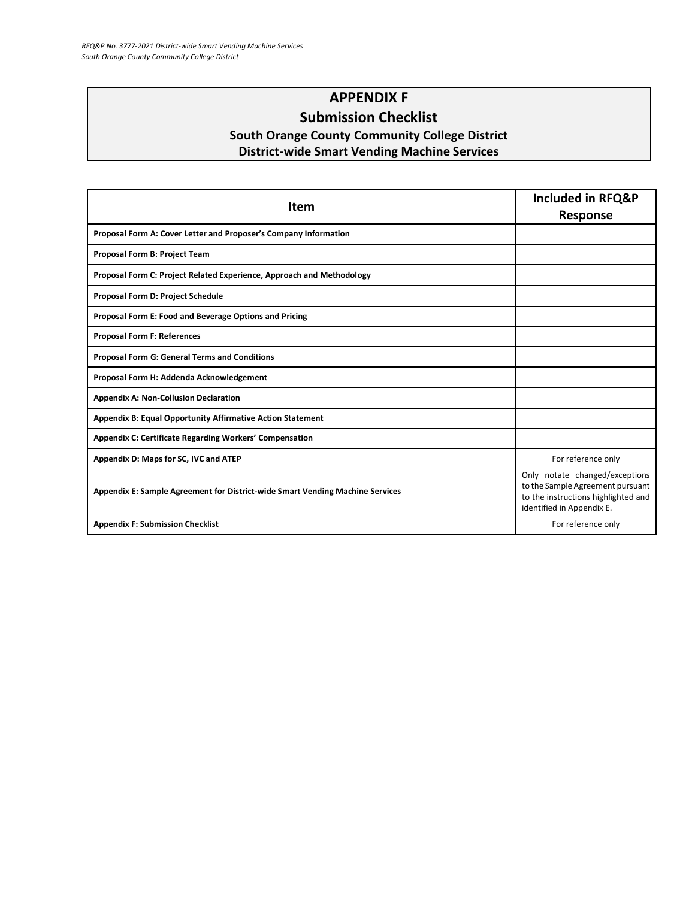# APPENDIX F
## Submission Checklist
### South Orange County Community College District
### District-wide Smart Vending Machine Services

| Item | Included in RFQ&P Response |
|---|---|
| **Proposal Form A: Cover Letter and Proposer's Company Information** | |
| **Proposal Form B: Project Team** | |
| **Proposal Form C: Project Related Experience, Approach and Methodology** | |
| **Proposal Form D: Project Schedule** | |
| **Proposal Form E: Food and Beverage Options and Pricing** | |
| **Proposal Form F: References** | |
| **Proposal Form G: General Terms and Conditions** | |
| **Proposal Form H: Addenda Acknowledgement** | |
| **Appendix A: Non-Collusion Declaration** | |
| **Appendix B: Equal Opportunity Affirmative Action Statement** | |
| **Appendix C: Certificate Regarding Workers' Compensation** | |
| **Appendix D: Maps for SC, IVC and ATEP** | For reference only |
| **Appendix E: Sample Agreement for District-wide Smart Vending Machine Services** | Only notate changed/exceptions to the Sample Agreement pursuant to the instructions highlighted and identified in Appendix E. |
| **Appendix F: Submission Checklist** | For reference only |